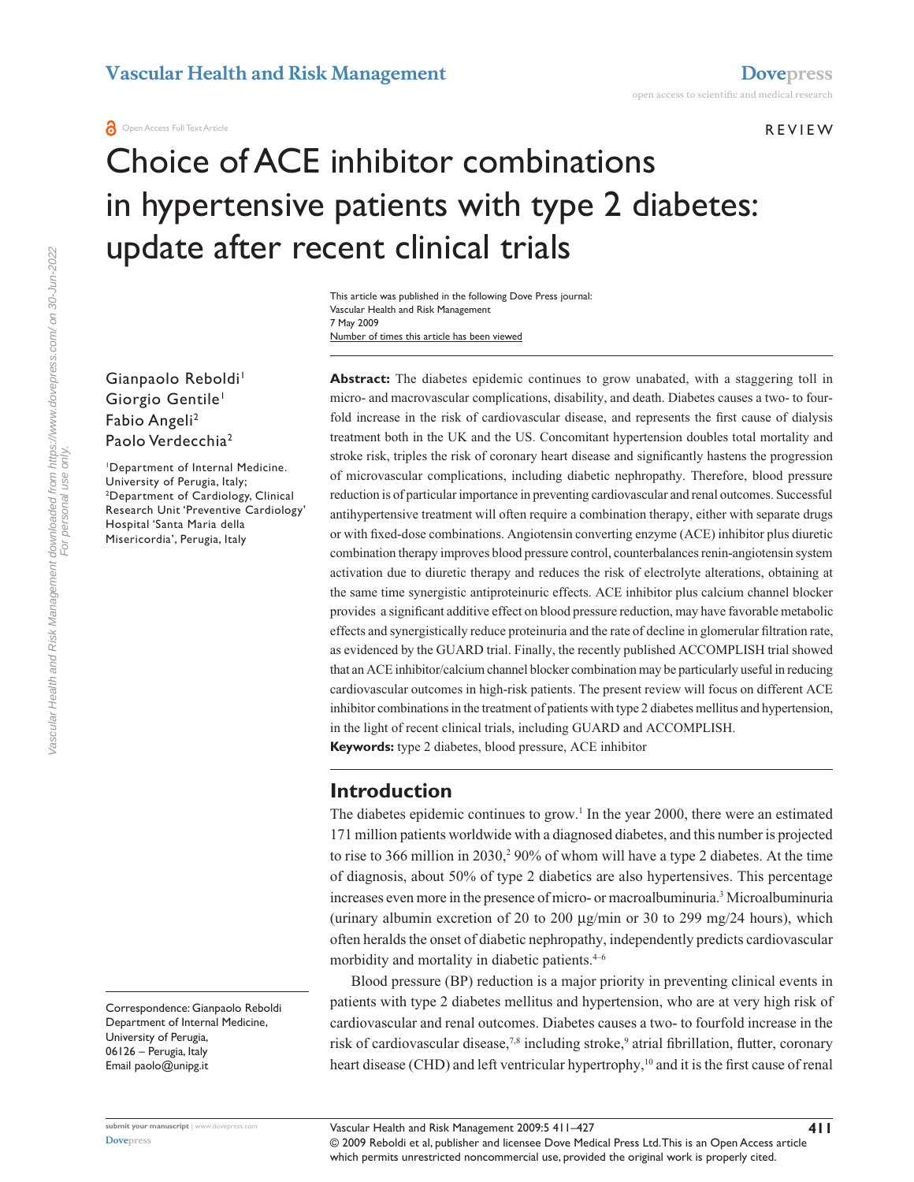Open Access Full Text Article

REVIEW

# Choice of ACE inhibitor combinations in hypertensive patients with type 2 diabetes: update after recent clinical trials

This article was published in the following Dove Press journal:
Vascular Health and Risk Management
7 May 2009
Number of times this article has been viewed

Gianpaolo Reboldi[1]
Giorgio Gentile[1]
Fabio Angeli[2]
Paolo Verdecchia[2]

[1]Department of Internal Medicine. University of Perugia, Italy; [2]Department of Cardiology, Clinical Research Unit 'Preventive Cardiology' Hospital 'Santa Maria della Misericordia', Perugia, Italy

Correspondence: Gianpaolo Reboldi
Department of Internal Medicine,
University of Perugia,
06126 – Perugia, Italy
Email paolo@unipg.it

**Abstract:** The diabetes epidemic continues to grow unabated, with a staggering toll in micro- and macrovascular complications, disability, and death. Diabetes causes a two- to fourfold increase in the risk of cardiovascular disease, and represents the first cause of dialysis treatment both in the UK and the US. Concomitant hypertension doubles total mortality and stroke risk, triples the risk of coronary heart disease and significantly hastens the progression of microvascular complications, including diabetic nephropathy. Therefore, blood pressure reduction is of particular importance in preventing cardiovascular and renal outcomes. Successful antihypertensive treatment will often require a combination therapy, either with separate drugs or with fixed-dose combinations. Angiotensin converting enzyme (ACE) inhibitor plus diuretic combination therapy improves blood pressure control, counterbalances renin-angiotensin system activation due to diuretic therapy and reduces the risk of electrolyte alterations, obtaining at the same time synergistic antiproteinuric effects. ACE inhibitor plus calcium channel blocker provides a significant additive effect on blood pressure reduction, may have favorable metabolic effects and synergistically reduce proteinuria and the rate of decline in glomerular filtration rate, as evidenced by the GUARD trial. Finally, the recently published ACCOMPLISH trial showed that an ACE inhibitor/calcium channel blocker combination may be particularly useful in reducing cardiovascular outcomes in high-risk patients. The present review will focus on different ACE inhibitor combinations in the treatment of patients with type 2 diabetes mellitus and hypertension, in the light of recent clinical trials, including GUARD and ACCOMPLISH.

**Keywords:** type 2 diabetes, blood pressure, ACE inhibitor

## Introduction

The diabetes epidemic continues to grow.[1] In the year 2000, there were an estimated 171 million patients worldwide with a diagnosed diabetes, and this number is projected to rise to 366 million in 2030,[2] 90% of whom will have a type 2 diabetes. At the time of diagnosis, about 50% of type 2 diabetics are also hypertensives. This percentage increases even more in the presence of micro- or macroalbuminuria.[3] Microalbuminuria (urinary albumin excretion of 20 to 200 µg/min or 30 to 299 mg/24 hours), which often heralds the onset of diabetic nephropathy, independently predicts cardiovascular morbidity and mortality in diabetic patients.[4–6]

Blood pressure (BP) reduction is a major priority in preventing clinical events in patients with type 2 diabetes mellitus and hypertension, who are at very high risk of cardiovascular and renal outcomes. Diabetes causes a two- to fourfold increase in the risk of cardiovascular disease,[7,8] including stroke,[9] atrial fibrillation, flutter, coronary heart disease (CHD) and left ventricular hypertrophy,[10] and it is the first cause of renal

© 2009 Reboldi et al, publisher and licensee Dove Medical Press Ltd. This is an Open Access article which permits unrestricted noncommercial use, provided the original work is properly cited.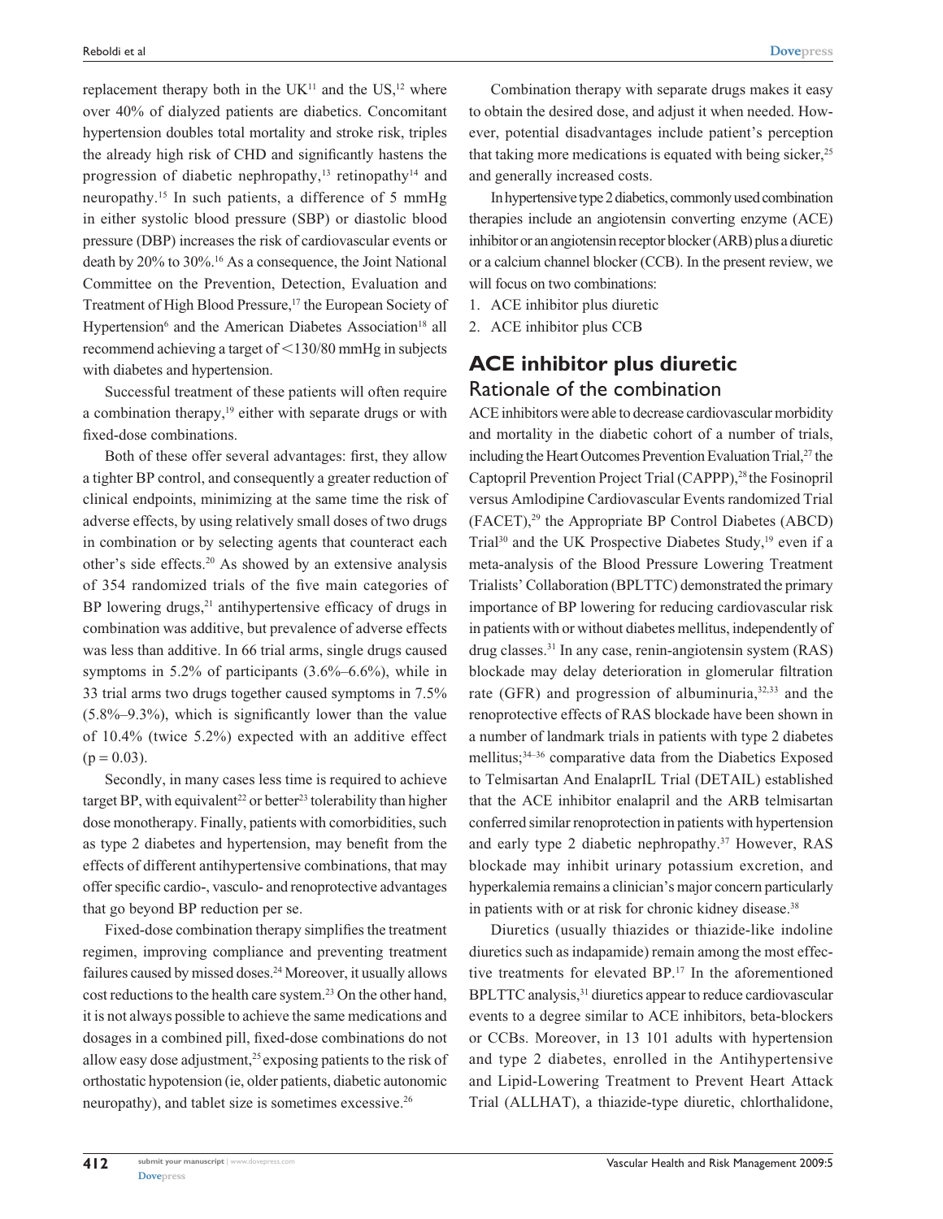replacement therapy both in the UK[11] and the US,[12] where over 40% of dialyzed patients are diabetics. Concomitant hypertension doubles total mortality and stroke risk, triples the already high risk of CHD and significantly hastens the progression of diabetic nephropathy,[13] retinopathy[14] and neuropathy.[15] In such patients, a difference of 5 mmHg in either systolic blood pressure (SBP) or diastolic blood pressure (DBP) increases the risk of cardiovascular events or death by 20% to 30%.[16] As a consequence, the Joint National Committee on the Prevention, Detection, Evaluation and Treatment of High Blood Pressure,[17] the European Society of Hypertension[6] and the American Diabetes Association[18] all recommend achieving a target of <130/80 mmHg in subjects with diabetes and hypertension.

Successful treatment of these patients will often require a combination therapy,[19] either with separate drugs or with fixed-dose combinations.

Both of these offer several advantages: first, they allow a tighter BP control, and consequently a greater reduction of clinical endpoints, minimizing at the same time the risk of adverse effects, by using relatively small doses of two drugs in combination or by selecting agents that counteract each other's side effects.[20] As showed by an extensive analysis of 354 randomized trials of the five main categories of BP lowering drugs,[21] antihypertensive efficacy of drugs in combination was additive, but prevalence of adverse effects was less than additive. In 66 trial arms, single drugs caused symptoms in 5.2% of participants (3.6%–6.6%), while in 33 trial arms two drugs together caused symptoms in 7.5% (5.8%–9.3%), which is significantly lower than the value of 10.4% (twice 5.2%) expected with an additive effect ($p = 0.03$).

Secondly, in many cases less time is required to achieve target BP, with equivalent[22] or better[23] tolerability than higher dose monotherapy. Finally, patients with comorbidities, such as type 2 diabetes and hypertension, may benefit from the effects of different antihypertensive combinations, that may offer specific cardio-, vasculo- and renoprotective advantages that go beyond BP reduction per se.

Fixed-dose combination therapy simplifies the treatment regimen, improving compliance and preventing treatment failures caused by missed doses.[24] Moreover, it usually allows cost reductions to the health care system.[23] On the other hand, it is not always possible to achieve the same medications and dosages in a combined pill, fixed-dose combinations do not allow easy dose adjustment,[25] exposing patients to the risk of orthostatic hypotension (ie, older patients, diabetic autonomic neuropathy), and tablet size is sometimes excessive.[26]

Combination therapy with separate drugs makes it easy to obtain the desired dose, and adjust it when needed. However, potential disadvantages include patient's perception that taking more medications is equated with being sicker,[25] and generally increased costs.

In hypertensive type 2 diabetics, commonly used combination therapies include an angiotensin converting enzyme (ACE) inhibitor or an angiotensin receptor blocker (ARB) plus a diuretic or a calcium channel blocker (CCB). In the present review, we will focus on two combinations:

1. ACE inhibitor plus diuretic
2. ACE inhibitor plus CCB

## ACE inhibitor plus diuretic

### Rationale of the combination

ACE inhibitors were able to decrease cardiovascular morbidity and mortality in the diabetic cohort of a number of trials, including the Heart Outcomes Prevention Evaluation Trial,[27] the Captopril Prevention Project Trial (CAPPP),[28] the Fosinopril versus Amlodipine Cardiovascular Events randomized Trial (FACET),[29] the Appropriate BP Control Diabetes (ABCD) Trial[30] and the UK Prospective Diabetes Study,[19] even if a meta-analysis of the Blood Pressure Lowering Treatment Trialists' Collaboration (BPLTTC) demonstrated the primary importance of BP lowering for reducing cardiovascular risk in patients with or without diabetes mellitus, independently of drug classes.[31] In any case, renin-angiotensin system (RAS) blockade may delay deterioration in glomerular filtration rate (GFR) and progression of albuminuria,[32,33] and the renoprotective effects of RAS blockade have been shown in a number of landmark trials in patients with type 2 diabetes mellitus;[34–36] comparative data from the Diabetics Exposed to Telmisartan And EnalaprIL Trial (DETAIL) established that the ACE inhibitor enalapril and the ARB telmisartan conferred similar renoprotection in patients with hypertension and early type 2 diabetic nephropathy.[37] However, RAS blockade may inhibit urinary potassium excretion, and hyperkalemia remains a clinician's major concern particularly in patients with or at risk for chronic kidney disease.[38]

Diuretics (usually thiazides or thiazide-like indoline diuretics such as indapamide) remain among the most effective treatments for elevated BP.[17] In the aforementioned BPLTTC analysis,[31] diuretics appear to reduce cardiovascular events to a degree similar to ACE inhibitors, beta-blockers or CCBs. Moreover, in 13 101 adults with hypertension and type 2 diabetes, enrolled in the Antihypertensive and Lipid-Lowering Treatment to Prevent Heart Attack Trial (ALLHAT), a thiazide-type diuretic, chlorthalidone,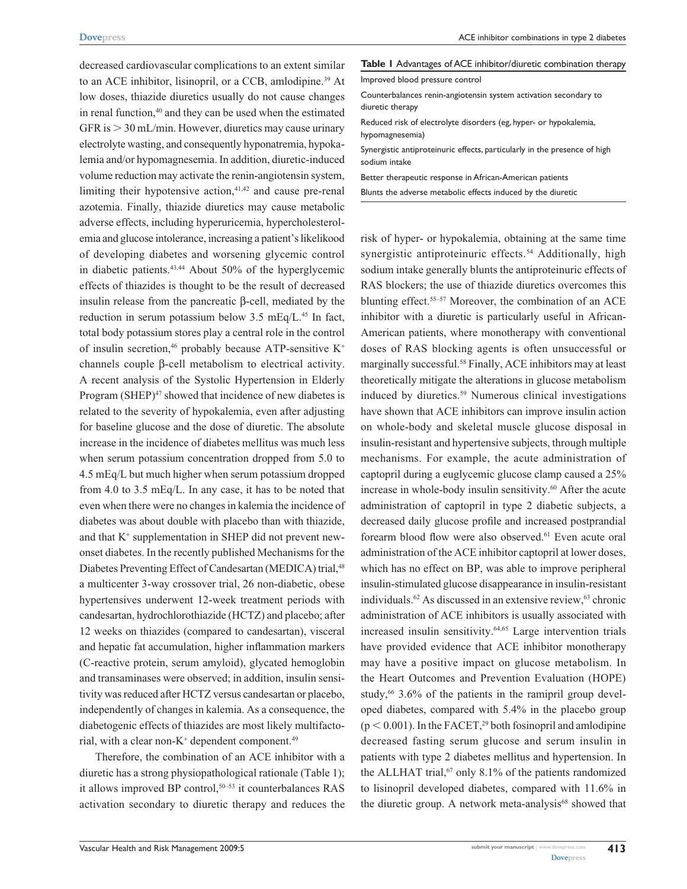decreased cardiovascular complications to an extent similar to an ACE inhibitor, lisinopril, or a CCB, amlodipine.[39] At low doses, thiazide diuretics usually do not cause changes in renal function,[40] and they can be used when the estimated GFR is $> 30$ mL/min. However, diuretics may cause urinary electrolyte wasting, and consequently hyponatremia, hypokalemia and/or hypomagnesemia. In addition, diuretic-induced volume reduction may activate the renin-angiotensin system, limiting their hypotensive action,[41,42] and cause pre-renal azotemia. Finally, thiazide diuretics may cause metabolic adverse effects, including hyperuricemia, hypercholesterolemia and glucose intolerance, increasing a patient's likelikood of developing diabetes and worsening glycemic control in diabetic patients.[43,44] About 50% of the hyperglycemic effects of thiazides is thought to be the result of decreased insulin release from the pancreatic β-cell, mediated by the reduction in serum potassium below 3.5 mEq/L.[45] In fact, total body potassium stores play a central role in the control of insulin secretion,[46] probably because ATP-sensitive $K^+$ channels couple β-cell metabolism to electrical activity. A recent analysis of the Systolic Hypertension in Elderly Program (SHEP)[47] showed that incidence of new diabetes is related to the severity of hypokalemia, even after adjusting for baseline glucose and the dose of diuretic. The absolute increase in the incidence of diabetes mellitus was much less when serum potassium concentration dropped from 5.0 to 4.5 mEq/L but much higher when serum potassium dropped from 4.0 to 3.5 mEq/L. In any case, it has to be noted that even when there were no changes in kalemia the incidence of diabetes was about double with placebo than with thiazide, and that $K^+$ supplementation in SHEP did not prevent new-onset diabetes. In the recently published Mechanisms for the Diabetes Preventing Effect of Candesartan (MEDICA) trial,[48] a multicenter 3-way crossover trial, 26 non-diabetic, obese hypertensives underwent 12-week treatment periods with candesartan, hydrochlorothiazide (HCTZ) and placebo; after 12 weeks on thiazides (compared to candesartan), visceral and hepatic fat accumulation, higher inflammation markers (C-reactive protein, serum amyloid), glycated hemoglobin and transaminases were observed; in addition, insulin sensitivity was reduced after HCTZ versus candesartan or placebo, independently of changes in kalemia. As a consequence, the diabetogenic effects of thiazides are most likely multifactorial, with a clear non-$K^+$ dependent component.[49]

Therefore, the combination of an ACE inhibitor with a diuretic has a strong physiopathological rationale (Table 1); it allows improved BP control,[50–53] it counterbalances RAS activation secondary to diuretic therapy and reduces the risk of hyper- or hypokalemia, obtaining at the same time synergistic antiproteinuric effects.[54] Additionally, high sodium intake generally blunts the antiproteinuric effects of RAS blockers; the use of thiazide diuretics overcomes this blunting effect.[55–57] Moreover, the combination of an ACE inhibitor with a diuretic is particularly useful in African-American patients, where monotherapy with conventional doses of RAS blocking agents is often unsuccessful or marginally successful.[58] Finally, ACE inhibitors may at least theoretically mitigate the alterations in glucose metabolism induced by diuretics.[59] Numerous clinical investigations have shown that ACE inhibitors can improve insulin action on whole-body and skeletal muscle glucose disposal in insulin-resistant and hypertensive subjects, through multiple mechanisms. For example, the acute administration of captopril during a euglycemic glucose clamp caused a 25% increase in whole-body insulin sensitivity.[60] After the acute administration of captopril in type 2 diabetic subjects, a decreased daily glucose profile and increased postprandial forearm blood flow were also observed.[61] Even acute oral administration of the ACE inhibitor captopril at lower doses, which has no effect on BP, was able to improve peripheral insulin-stimulated glucose disappearance in insulin-resistant individuals.[62] As discussed in an extensive review,[63] chronic administration of ACE inhibitors is usually associated with increased insulin sensitivity.[64,65] Large intervention trials have provided evidence that ACE inhibitor monotherapy may have a positive impact on glucose metabolism. In the Heart Outcomes and Prevention Evaluation (HOPE) study,[66] 3.6% of the patients in the ramipril group developed diabetes, compared with 5.4% in the placebo group ($p < 0.001$). In the FACET,[29] both fosinopril and amlodipine decreased fasting serum glucose and serum insulin in patients with type 2 diabetes mellitus and hypertension. In the ALLHAT trial,[67] only 8.1% of the patients randomized to lisinopril developed diabetes, compared with 11.6% in the diuretic group. A network meta-analysis[68] showed that

**Table 1** Advantages of ACE inhibitor/diuretic combination therapy

| |
|---|
| Improved blood pressure control |
| Counterbalances renin-angiotensin system activation secondary to diuretic therapy |
| Reduced risk of electrolyte disorders (eg, hyper- or hypokalemia, hypomagnesemia) |
| Synergistic antiproteinuric effects, particularly in the presence of high sodium intake |
| Better therapeutic response in African-American patients |
| Blunts the adverse metabolic effects induced by the diuretic |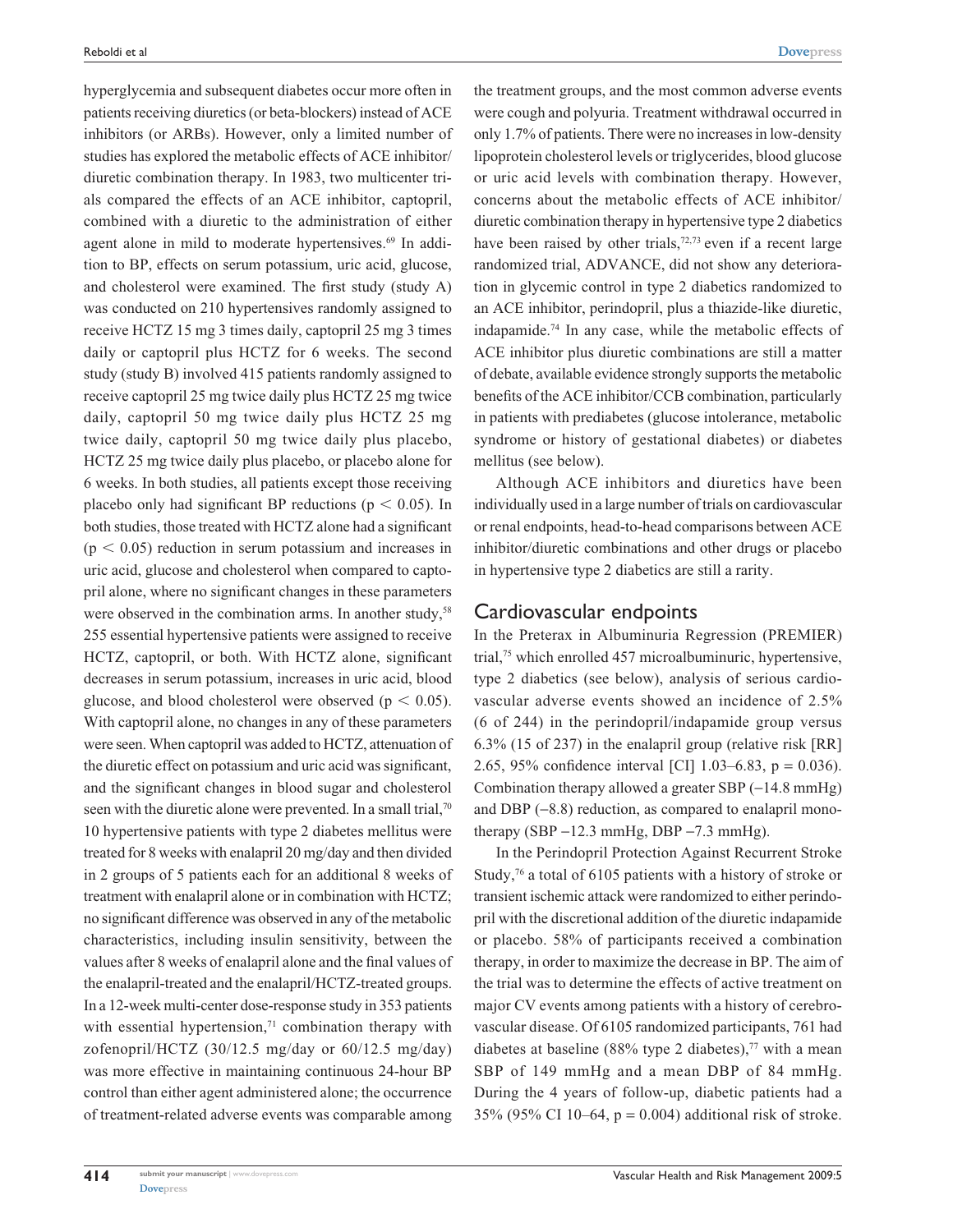hyperglycemia and subsequent diabetes occur more often in patients receiving diuretics (or beta-blockers) instead of ACE inhibitors (or ARBs). However, only a limited number of studies has explored the metabolic effects of ACE inhibitor/diuretic combination therapy. In 1983, two multicenter trials compared the effects of an ACE inhibitor, captopril, combined with a diuretic to the administration of either agent alone in mild to moderate hypertensives.[69] In addition to BP, effects on serum potassium, uric acid, glucose, and cholesterol were examined. The first study (study A) was conducted on 210 hypertensives randomly assigned to receive HCTZ 15 mg 3 times daily, captopril 25 mg 3 times daily or captopril plus HCTZ for 6 weeks. The second study (study B) involved 415 patients randomly assigned to receive captopril 25 mg twice daily plus HCTZ 25 mg twice daily, captopril 50 mg twice daily plus HCTZ 25 mg twice daily, captopril 50 mg twice daily plus placebo, HCTZ 25 mg twice daily plus placebo, or placebo alone for 6 weeks. In both studies, all patients except those receiving placebo only had significant BP reductions ($p < 0.05$). In both studies, those treated with HCTZ alone had a significant ($p < 0.05$) reduction in serum potassium and increases in uric acid, glucose and cholesterol when compared to captopril alone, where no significant changes in these parameters were observed in the combination arms. In another study,[58] 255 essential hypertensive patients were assigned to receive HCTZ, captopril, or both. With HCTZ alone, significant decreases in serum potassium, increases in uric acid, blood glucose, and blood cholesterol were observed ($p < 0.05$). With captopril alone, no changes in any of these parameters were seen. When captopril was added to HCTZ, attenuation of the diuretic effect on potassium and uric acid was significant, and the significant changes in blood sugar and cholesterol seen with the diuretic alone were prevented. In a small trial,[70] 10 hypertensive patients with type 2 diabetes mellitus were treated for 8 weeks with enalapril 20 mg/day and then divided in 2 groups of 5 patients each for an additional 8 weeks of treatment with enalapril alone or in combination with HCTZ; no significant difference was observed in any of the metabolic characteristics, including insulin sensitivity, between the values after 8 weeks of enalapril alone and the final values of the enalapril-treated and the enalapril/HCTZ-treated groups. In a 12-week multi-center dose-response study in 353 patients with essential hypertension,[71] combination therapy with zofenopril/HCTZ (30/12.5 mg/day or 60/12.5 mg/day) was more effective in maintaining continuous 24-hour BP control than either agent administered alone; the occurrence of treatment-related adverse events was comparable among the treatment groups, and the most common adverse events were cough and polyuria. Treatment withdrawal occurred in only 1.7% of patients. There were no increases in low-density lipoprotein cholesterol levels or triglycerides, blood glucose or uric acid levels with combination therapy. However, concerns about the metabolic effects of ACE inhibitor/diuretic combination therapy in hypertensive type 2 diabetics have been raised by other trials,[72,73] even if a recent large randomized trial, ADVANCE, did not show any deterioration in glycemic control in type 2 diabetics randomized to an ACE inhibitor, perindopril, plus a thiazide-like diuretic, indapamide.[74] In any case, while the metabolic effects of ACE inhibitor plus diuretic combinations are still a matter of debate, available evidence strongly supports the metabolic benefits of the ACE inhibitor/CCB combination, particularly in patients with prediabetes (glucose intolerance, metabolic syndrome or history of gestational diabetes) or diabetes mellitus (see below).

Although ACE inhibitors and diuretics have been individually used in a large number of trials on cardiovascular or renal endpoints, head-to-head comparisons between ACE inhibitor/diuretic combinations and other drugs or placebo in hypertensive type 2 diabetics are still a rarity.

## Cardiovascular endpoints

In the Preterax in Albuminuria Regression (PREMIER) trial,[75] which enrolled 457 microalbuminuric, hypertensive, type 2 diabetics (see below), analysis of serious cardiovascular adverse events showed an incidence of 2.5% (6 of 244) in the perindopril/indapamide group versus 6.3% (15 of 237) in the enalapril group (relative risk [RR] 2.65, 95% confidence interval [CI] 1.03–6.83, $p = 0.036$). Combination therapy allowed a greater SBP (−14.8 mmHg) and DBP (−8.8) reduction, as compared to enalapril monotherapy (SBP −12.3 mmHg, DBP −7.3 mmHg).

In the Perindopril Protection Against Recurrent Stroke Study,[76] a total of 6105 patients with a history of stroke or transient ischemic attack were randomized to either perindopril with the discretional addition of the diuretic indapamide or placebo. 58% of participants received a combination therapy, in order to maximize the decrease in BP. The aim of the trial was to determine the effects of active treatment on major CV events among patients with a history of cerebrovascular disease. Of 6105 randomized participants, 761 had diabetes at baseline (88% type 2 diabetes),[77] with a mean SBP of 149 mmHg and a mean DBP of 84 mmHg. During the 4 years of follow-up, diabetic patients had a 35% (95% CI 10–64, $p = 0.004$) additional risk of stroke.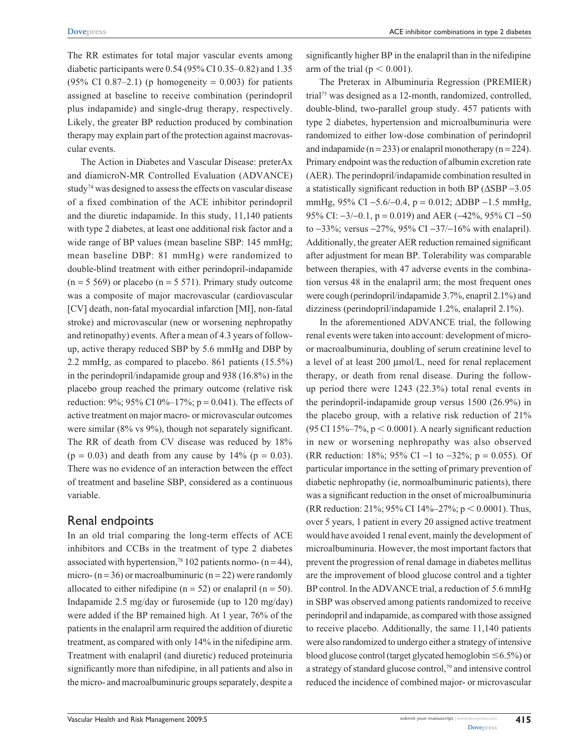The RR estimates for total major vascular events among diabetic participants were 0.54 (95% CI 0.35–0.82) and 1.35 (95% CI 0.87–2.1) (p homogeneity = 0.003) for patients assigned at baseline to receive combination (perindopril plus indapamide) and single-drug therapy, respectively. Likely, the greater BP reduction produced by combination therapy may explain part of the protection against macrovascular events.

The Action in Diabetes and Vascular Disease: preterAx and diamicroN-MR Controlled Evaluation (ADVANCE) study[74] was designed to assess the effects on vascular disease of a fixed combination of the ACE inhibitor perindopril and the diuretic indapamide. In this study, 11,140 patients with type 2 diabetes, at least one additional risk factor and a wide range of BP values (mean baseline SBP: 145 mmHg; mean baseline DBP: 81 mmHg) were randomized to double-blind treatment with either perindopril-indapamide (n = 5 569) or placebo (n = 5 571). Primary study outcome was a composite of major macrovascular (cardiovascular [CV] death, non-fatal myocardial infarction [MI], non-fatal stroke) and microvascular (new or worsening nephropathy and retinopathy) events. After a mean of 4.3 years of follow-up, active therapy reduced SBP by 5.6 mmHg and DBP by 2.2 mmHg, as compared to placebo. 861 patients (15.5%) in the perindopril/indapamide group and 938 (16.8%) in the placebo group reached the primary outcome (relative risk reduction: 9%; 95% CI 0%–17%; p = 0.041). The effects of active treatment on major macro- or microvascular outcomes were similar (8% vs 9%), though not separately significant. The RR of death from CV disease was reduced by 18% (p = 0.03) and death from any cause by 14% (p = 0.03). There was no evidence of an interaction between the effect of treatment and baseline SBP, considered as a continuous variable.

## Renal endpoints

In an old trial comparing the long-term effects of ACE inhibitors and CCBs in the treatment of type 2 diabetes associated with hypertension,[78] 102 patients normo- (n = 44), micro- (n = 36) or macroalbuminuric (n = 22) were randomly allocated to either nifedipine (n = 52) or enalapril (n = 50). Indapamide 2.5 mg/day or furosemide (up to 120 mg/day) were added if the BP remained high. At 1 year, 76% of the patients in the enalapril arm required the addition of diuretic treatment, as compared with only 14% in the nifedipine arm. Treatment with enalapril (and diuretic) reduced proteinuria significantly more than nifedipine, in all patients and also in the micro- and macroalbuminuric groups separately, despite a significantly higher BP in the enalapril than in the nifedipine arm of the trial ($p < 0.001$).

The Preterax in Albuminuria Regression (PREMIER) trial[75] was designed as a 12-month, randomized, controlled, double-blind, two-parallel group study. 457 patients with type 2 diabetes, hypertension and microalbuminuria were randomized to either low-dose combination of perindopril and indapamide (n = 233) or enalapril monotherapy (n = 224). Primary endpoint was the reduction of albumin excretion rate (AER). The perindopril/indapamide combination resulted in a statistically significant reduction in both BP ($\Delta$SBP −3.05 mmHg, 95% CI −5.6/−0.4, p = 0.012; $\Delta$DBP −1.5 mmHg, 95% CI: −3/−0.1, p = 0.019) and AER (−42%, 95% CI −50 to −33%; versus −27%, 95% CI −37/−16% with enalapril). Additionally, the greater AER reduction remained significant after adjustment for mean BP. Tolerability was comparable between therapies, with 47 adverse events in the combination versus 48 in the enalapril arm; the most frequent ones were cough (perindopril/indapamide 3.7%, enapril 2.1%) and dizziness (perindopril/indapamide 1.2%, enalapril 2.1%).

In the aforementioned ADVANCE trial, the following renal events were taken into account: development of micro- or macroalbuminuria, doubling of serum creatinine level to a level of at least 200 μmol/L, need for renal replacement therapy, or death from renal disease. During the follow-up period there were 1243 (22.3%) total renal events in the perindopril-indapamide group versus 1500 (26.9%) in the placebo group, with a relative risk reduction of 21% (95 CI 15%–7%, $p < 0.0001$). A nearly significant reduction in new or worsening nephropathy was also observed (RR reduction: 18%; 95% CI −1 to −32%; p = 0.055). Of particular importance in the setting of primary prevention of diabetic nephropathy (ie, normoalbuminuric patients), there was a significant reduction in the onset of microalbuminuria (RR reduction: 21%; 95% CI 14%–27%; $p < 0.0001$). Thus, over 5 years, 1 patient in every 20 assigned active treatment would have avoided 1 renal event, mainly the development of microalbuminuria. However, the most important factors that prevent the progression of renal damage in diabetes mellitus are the improvement of blood glucose control and a tighter BP control. In the ADVANCE trial, a reduction of 5.6 mmHg in SBP was observed among patients randomized to receive perindopril and indapamide, as compared with those assigned to receive placebo. Additionally, the same 11,140 patients were also randomized to undergo either a strategy of intensive blood glucose control (target glycated hemoglobin ≤6.5%) or a strategy of standard glucose control,[79] and intensive control reduced the incidence of combined major- or microvascular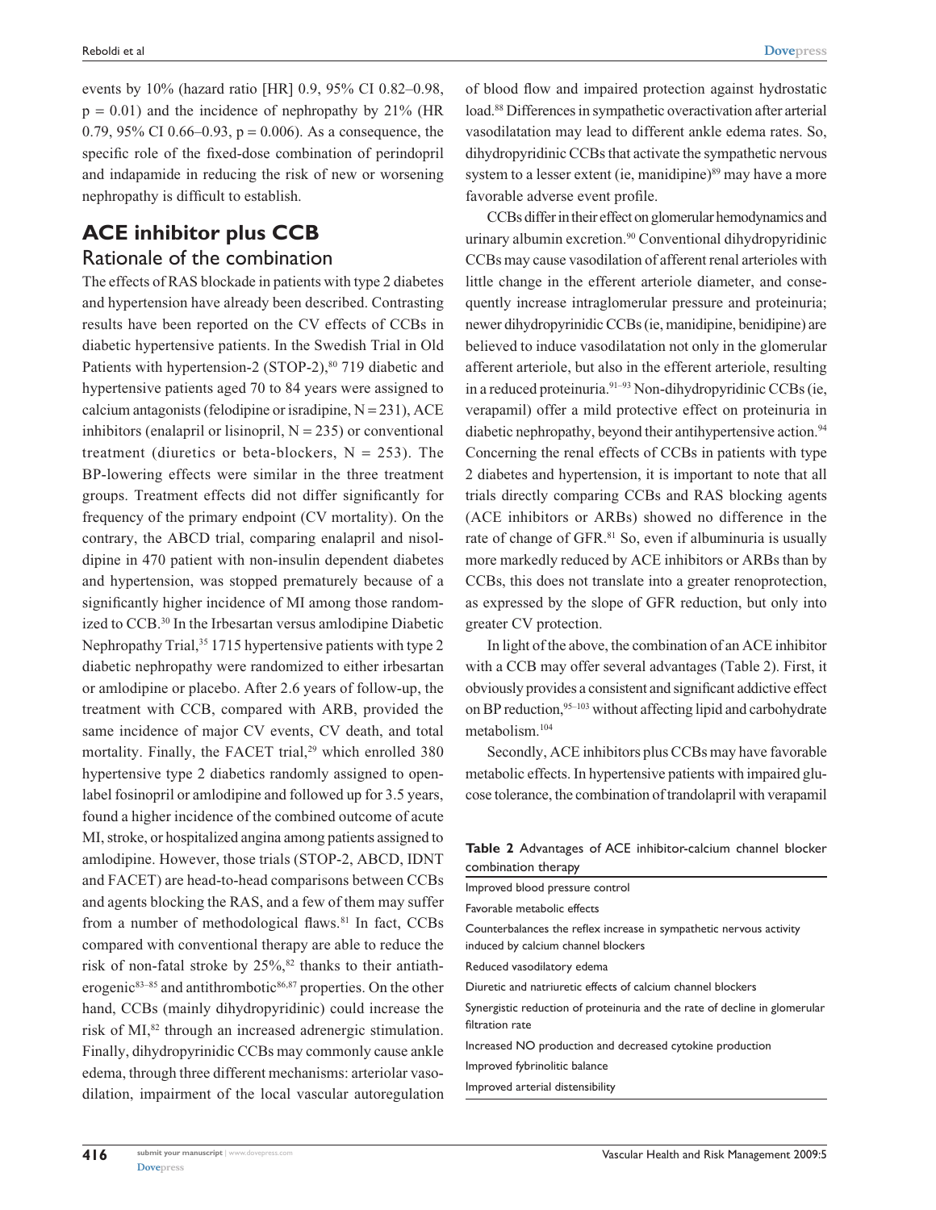events by 10% (hazard ratio [HR] 0.9, 95% CI 0.82–0.98, p = 0.01) and the incidence of nephropathy by 21% (HR 0.79, 95% CI 0.66–0.93, p = 0.006). As a consequence, the specific role of the fixed-dose combination of perindopril and indapamide in reducing the risk of new or worsening nephropathy is difficult to establish.

## ACE inhibitor plus CCB

### Rationale of the combination

The effects of RAS blockade in patients with type 2 diabetes and hypertension have already been described. Contrasting results have been reported on the CV effects of CCBs in diabetic hypertensive patients. In the Swedish Trial in Old Patients with hypertension-2 (STOP-2),[80] 719 diabetic and hypertensive patients aged 70 to 84 years were assigned to calcium antagonists (felodipine or isradipine, N = 231), ACE inhibitors (enalapril or lisinopril, N = 235) or conventional treatment (diuretics or beta-blockers, N = 253). The BP-lowering effects were similar in the three treatment groups. Treatment effects did not differ significantly for frequency of the primary endpoint (CV mortality). On the contrary, the ABCD trial, comparing enalapril and nisoldipine in 470 patient with non-insulin dependent diabetes and hypertension, was stopped prematurely because of a significantly higher incidence of MI among those randomized to CCB.[30] In the Irbesartan versus amlodipine Diabetic Nephropathy Trial,[35] 1715 hypertensive patients with type 2 diabetic nephropathy were randomized to either irbesartan or amlodipine or placebo. After 2.6 years of follow-up, the treatment with CCB, compared with ARB, provided the same incidence of major CV events, CV death, and total mortality. Finally, the FACET trial,[29] which enrolled 380 hypertensive type 2 diabetics randomly assigned to open-label fosinopril or amlodipine and followed up for 3.5 years, found a higher incidence of the combined outcome of acute MI, stroke, or hospitalized angina among patients assigned to amlodipine. However, those trials (STOP-2, ABCD, IDNT and FACET) are head-to-head comparisons between CCBs and agents blocking the RAS, and a few of them may suffer from a number of methodological flaws.[81] In fact, CCBs compared with conventional therapy are able to reduce the risk of non-fatal stroke by 25%,[82] thanks to their antiatherogenic[83–85] and antithrombotic[86,87] properties. On the other hand, CCBs (mainly dihydropyridinic) could increase the risk of MI,[82] through an increased adrenergic stimulation. Finally, dihydropyrinidic CCBs may commonly cause ankle edema, through three different mechanisms: arteriolar vasodilation, impairment of the local vascular autoregulation of blood flow and impaired protection against hydrostatic load.[88] Differences in sympathetic overactivation after arterial vasodilatation may lead to different ankle edema rates. So, dihydropyridinic CCBs that activate the sympathetic nervous system to a lesser extent (ie, manidipine)[89] may have a more favorable adverse event profile.

CCBs differ in their effect on glomerular hemodynamics and urinary albumin excretion.[90] Conventional dihydropyridinic CCBs may cause vasodilation of afferent renal arterioles with little change in the efferent arteriole diameter, and consequently increase intraglomerular pressure and proteinuria; newer dihydropyrinidic CCBs (ie, manidipine, benidipine) are believed to induce vasodilatation not only in the glomerular afferent arteriole, but also in the efferent arteriole, resulting in a reduced proteinuria.[91–93] Non-dihydropyridinic CCBs (ie, verapamil) offer a mild protective effect on proteinuria in diabetic nephropathy, beyond their antihypertensive action.[94] Concerning the renal effects of CCBs in patients with type 2 diabetes and hypertension, it is important to note that all trials directly comparing CCBs and RAS blocking agents (ACE inhibitors or ARBs) showed no difference in the rate of change of GFR.[81] So, even if albuminuria is usually more markedly reduced by ACE inhibitors or ARBs than by CCBs, this does not translate into a greater renoprotection, as expressed by the slope of GFR reduction, but only into greater CV protection.

In light of the above, the combination of an ACE inhibitor with a CCB may offer several advantages (Table 2). First, it obviously provides a consistent and significant addictive effect on BP reduction,[95–103] without affecting lipid and carbohydrate metabolism.[104]

Secondly, ACE inhibitors plus CCBs may have favorable metabolic effects. In hypertensive patients with impaired glucose tolerance, the combination of trandolapril with verapamil

**Table 2** Advantages of ACE inhibitor-calcium channel blocker combination therapy

| Advantages |
|---|
| Improved blood pressure control |
| Favorable metabolic effects |
| Counterbalances the reflex increase in sympathetic nervous activity induced by calcium channel blockers |
| Reduced vasodilatory edema |
| Diuretic and natriuretic effects of calcium channel blockers |
| Synergistic reduction of proteinuria and the rate of decline in glomerular filtration rate |
| Increased NO production and decreased cytokine production |
| Improved fybrinolitic balance |
| Improved arterial distensibility |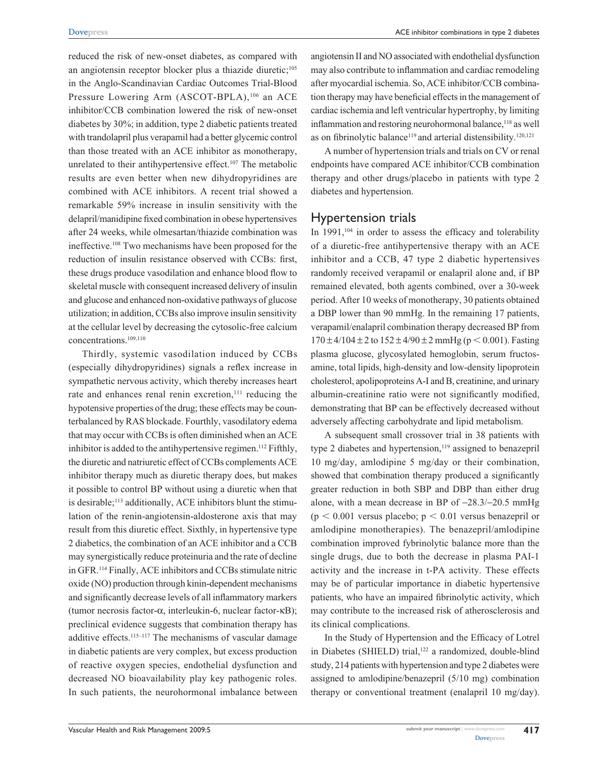reduced the risk of new-onset diabetes, as compared with an angiotensin receptor blocker plus a thiazide diuretic;[105] in the Anglo-Scandinavian Cardiac Outcomes Trial-Blood Pressure Lowering Arm (ASCOT-BPLA),[106] an ACE inhibitor/CCB combination lowered the risk of new-onset diabetes by 30%; in addition, type 2 diabetic patients treated with trandolapril plus verapamil had a better glycemic control than those treated with an ACE inhibitor as monotherapy, unrelated to their antihypertensive effect.[107] The metabolic results are even better when new dihydropyridines are combined with ACE inhibitors. A recent trial showed a remarkable 59% increase in insulin sensitivity with the delapril/manidipine fixed combination in obese hypertensives after 24 weeks, while olmesartan/thiazide combination was ineffective.[108] Two mechanisms have been proposed for the reduction of insulin resistance observed with CCBs: first, these drugs produce vasodilation and enhance blood flow to skeletal muscle with consequent increased delivery of insulin and glucose and enhanced non-oxidative pathways of glucose utilization; in addition, CCBs also improve insulin sensitivity at the cellular level by decreasing the cytosolic-free calcium concentrations.[109,110]

Thirdly, systemic vasodilation induced by CCBs (especially dihydropyridines) signals a reflex increase in sympathetic nervous activity, which thereby increases heart rate and enhances renal renin excretion,[111] reducing the hypotensive properties of the drug; these effects may be counterbalanced by RAS blockade. Fourthly, vasodilatory edema that may occur with CCBs is often diminished when an ACE inhibitor is added to the antihypertensive regimen.[112] Fifthly, the diuretic and natriuretic effect of CCBs complements ACE inhibitor therapy much as diuretic therapy does, but makes it possible to control BP without using a diuretic when that is desirable;[113] additionally, ACE inhibitors blunt the stimulation of the renin-angiotensin-aldosterone axis that may result from this diuretic effect. Sixthly, in hypertensive type 2 diabetics, the combination of an ACE inhibitor and a CCB may synergistically reduce proteinuria and the rate of decline in GFR.[114] Finally, ACE inhibitors and CCBs stimulate nitric oxide (NO) production through kinin-dependent mechanisms and significantly decrease levels of all inflammatory markers (tumor necrosis factor-$\alpha$, interleukin-6, nuclear factor-$\kappa$B); preclinical evidence suggests that combination therapy has additive effects.[115–117] The mechanisms of vascular damage in diabetic patients are very complex, but excess production of reactive oxygen species, endothelial dysfunction and decreased NO bioavailability play key pathogenic roles. In such patients, the neurohormonal imbalance between angiotensin II and NO associated with endothelial dysfunction may also contribute to inflammation and cardiac remodeling after myocardial ischemia. So, ACE inhibitor/CCB combination therapy may have beneficial effects in the management of cardiac ischemia and left ventricular hypertrophy, by limiting inflammation and restoring neurohormonal balance,[118] as well as on fibrinolytic balance[119] and arterial distensibility.[120,121]

A number of hypertension trials and trials on CV or renal endpoints have compared ACE inhibitor/CCB combination therapy and other drugs/placebo in patients with type 2 diabetes and hypertension.

## Hypertension trials

In 1991,[104] in order to assess the efficacy and tolerability of a diuretic-free antihypertensive therapy with an ACE inhibitor and a CCB, 47 type 2 diabetic hypertensives randomly received verapamil or enalapril alone and, if BP remained elevated, both agents combined, over a 30-week period. After 10 weeks of monotherapy, 30 patients obtained a DBP lower than 90 mmHg. In the remaining 17 patients, verapamil/enalapril combination therapy decreased BP from $170 \pm 4/104 \pm 2$ to $152 \pm 4/90 \pm 2$ mmHg ($p < 0.001$). Fasting plasma glucose, glycosylated hemoglobin, serum fructosamine, total lipids, high-density and low-density lipoprotein cholesterol, apolipoproteins A-I and B, creatinine, and urinary albumin-creatinine ratio were not significantly modified, demonstrating that BP can be effectively decreased without adversely affecting carbohydrate and lipid metabolism.

A subsequent small crossover trial in 38 patients with type 2 diabetes and hypertension,[119] assigned to benazepril 10 mg/day, amlodipine 5 mg/day or their combination, showed that combination therapy produced a significantly greater reduction in both SBP and DBP than either drug alone, with a mean decrease in BP of −28.3/−20.5 mmHg ($p < 0.001$ versus placebo; $p < 0.01$ versus benazepril or amlodipine monotherapies). The benazepril/amlodipine combination improved fybrinolytic balance more than the single drugs, due to both the decrease in plasma PAI-1 activity and the increase in t-PA activity. These effects may be of particular importance in diabetic hypertensive patients, who have an impaired fibrinolytic activity, which may contribute to the increased risk of atherosclerosis and its clinical complications.

In the Study of Hypertension and the Efficacy of Lotrel in Diabetes (SHIELD) trial,[122] a randomized, double-blind study, 214 patients with hypertension and type 2 diabetes were assigned to amlodipine/benazepril (5/10 mg) combination therapy or conventional treatment (enalapril 10 mg/day).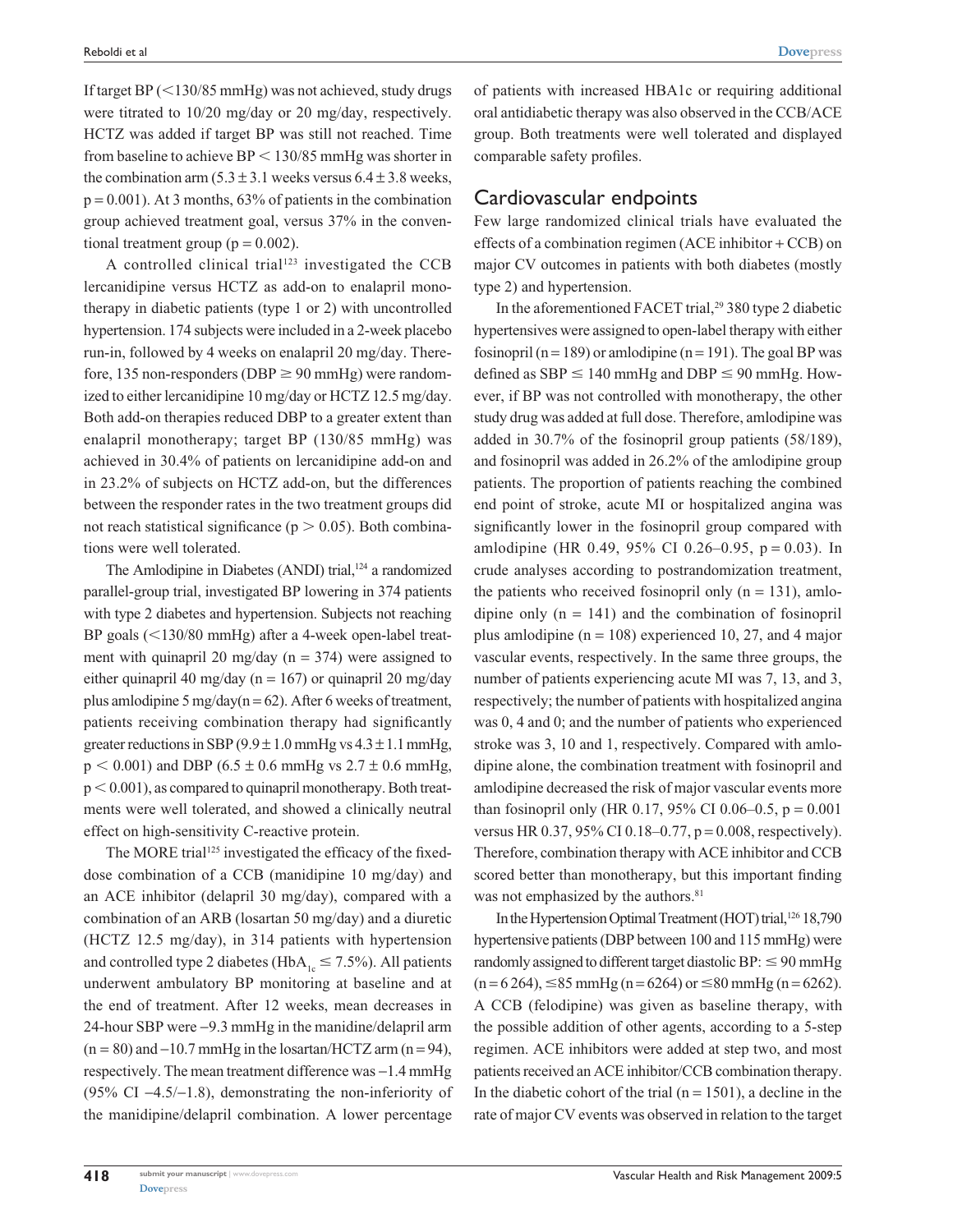If target BP (<130/85 mmHg) was not achieved, study drugs were titrated to 10/20 mg/day or 20 mg/day, respectively. HCTZ was added if target BP was still not reached. Time from baseline to achieve BP < 130/85 mmHg was shorter in the combination arm (5.3 ± 3.1 weeks versus 6.4 ± 3.8 weeks, p = 0.001). At 3 months, 63% of patients in the combination group achieved treatment goal, versus 37% in the conventional treatment group (p = 0.002).

A controlled clinical trial[123] investigated the CCB lercanidipine versus HCTZ as add-on to enalapril monotherapy in diabetic patients (type 1 or 2) with uncontrolled hypertension. 174 subjects were included in a 2-week placebo run-in, followed by 4 weeks on enalapril 20 mg/day. Therefore, 135 non-responders (DBP ≥ 90 mmHg) were randomized to either lercanidipine 10 mg/day or HCTZ 12.5 mg/day. Both add-on therapies reduced DBP to a greater extent than enalapril monotherapy; target BP (130/85 mmHg) was achieved in 30.4% of patients on lercanidipine add-on and in 23.2% of subjects on HCTZ add-on, but the differences between the responder rates in the two treatment groups did not reach statistical significance (p > 0.05). Both combinations were well tolerated.

The Amlodipine in Diabetes (ANDI) trial,[124] a randomized parallel-group trial, investigated BP lowering in 374 patients with type 2 diabetes and hypertension. Subjects not reaching BP goals (<130/80 mmHg) after a 4-week open-label treatment with quinapril 20 mg/day (n = 374) were assigned to either quinapril 40 mg/day (n = 167) or quinapril 20 mg/day plus amlodipine 5 mg/day(n = 62). After 6 weeks of treatment, patients receiving combination therapy had significantly greater reductions in SBP (9.9 ± 1.0 mmHg vs 4.3 ± 1.1 mmHg, p < 0.001) and DBP (6.5 ± 0.6 mmHg vs 2.7 ± 0.6 mmHg, p < 0.001), as compared to quinapril monotherapy. Both treatments were well tolerated, and showed a clinically neutral effect on high-sensitivity C-reactive protein.

The MORE trial[125] investigated the efficacy of the fixed-dose combination of a CCB (manidipine 10 mg/day) and an ACE inhibitor (delapril 30 mg/day), compared with a combination of an ARB (losartan 50 mg/day) and a diuretic (HCTZ 12.5 mg/day), in 314 patients with hypertension and controlled type 2 diabetes ($HbA_{1c}$ ≤ 7.5%). All patients underwent ambulatory BP monitoring at baseline and at the end of treatment. After 12 weeks, mean decreases in 24-hour SBP were −9.3 mmHg in the manidine/delapril arm (n = 80) and −10.7 mmHg in the losartan/HCTZ arm (n = 94), respectively. The mean treatment difference was −1.4 mmHg (95% CI −4.5/−1.8), demonstrating the non-inferiority of the manidipine/delapril combination. A lower percentage of patients with increased HBA1c or requiring additional oral antidiabetic therapy was also observed in the CCB/ACE group. Both treatments were well tolerated and displayed comparable safety profiles.

## Cardiovascular endpoints

Few large randomized clinical trials have evaluated the effects of a combination regimen (ACE inhibitor + CCB) on major CV outcomes in patients with both diabetes (mostly type 2) and hypertension.

In the aforementioned FACET trial,[29] 380 type 2 diabetic hypertensives were assigned to open-label therapy with either fosinopril (n = 189) or amlodipine (n = 191). The goal BP was defined as SBP ≤ 140 mmHg and DBP ≤ 90 mmHg. However, if BP was not controlled with monotherapy, the other study drug was added at full dose. Therefore, amlodipine was added in 30.7% of the fosinopril group patients (58/189), and fosinopril was added in 26.2% of the amlodipine group patients. The proportion of patients reaching the combined end point of stroke, acute MI or hospitalized angina was significantly lower in the fosinopril group compared with amlodipine (HR 0.49, 95% CI 0.26–0.95, p = 0.03). In crude analyses according to postrandomization treatment, the patients who received fosinopril only (n = 131), amlodipine only (n = 141) and the combination of fosinopril plus amlodipine (n = 108) experienced 10, 27, and 4 major vascular events, respectively. In the same three groups, the number of patients experiencing acute MI was 7, 13, and 3, respectively; the number of patients with hospitalized angina was 0, 4 and 0; and the number of patients who experienced stroke was 3, 10 and 1, respectively. Compared with amlodipine alone, the combination treatment with fosinopril and amlodipine decreased the risk of major vascular events more than fosinopril only (HR 0.17, 95% CI 0.06–0.5, p = 0.001 versus HR 0.37, 95% CI 0.18–0.77, p = 0.008, respectively). Therefore, combination therapy with ACE inhibitor and CCB scored better than monotherapy, but this important finding was not emphasized by the authors.[81]

In the Hypertension Optimal Treatment (HOT) trial,[126] 18,790 hypertensive patients (DBP between 100 and 115 mmHg) were randomly assigned to different target diastolic BP: ≤ 90 mmHg (n = 6 264), ≤85 mmHg (n = 6264) or ≤80 mmHg (n = 6262). A CCB (felodipine) was given as baseline therapy, with the possible addition of other agents, according to a 5-step regimen. ACE inhibitors were added at step two, and most patients received an ACE inhibitor/CCB combination therapy. In the diabetic cohort of the trial (n = 1501), a decline in the rate of major CV events was observed in relation to the target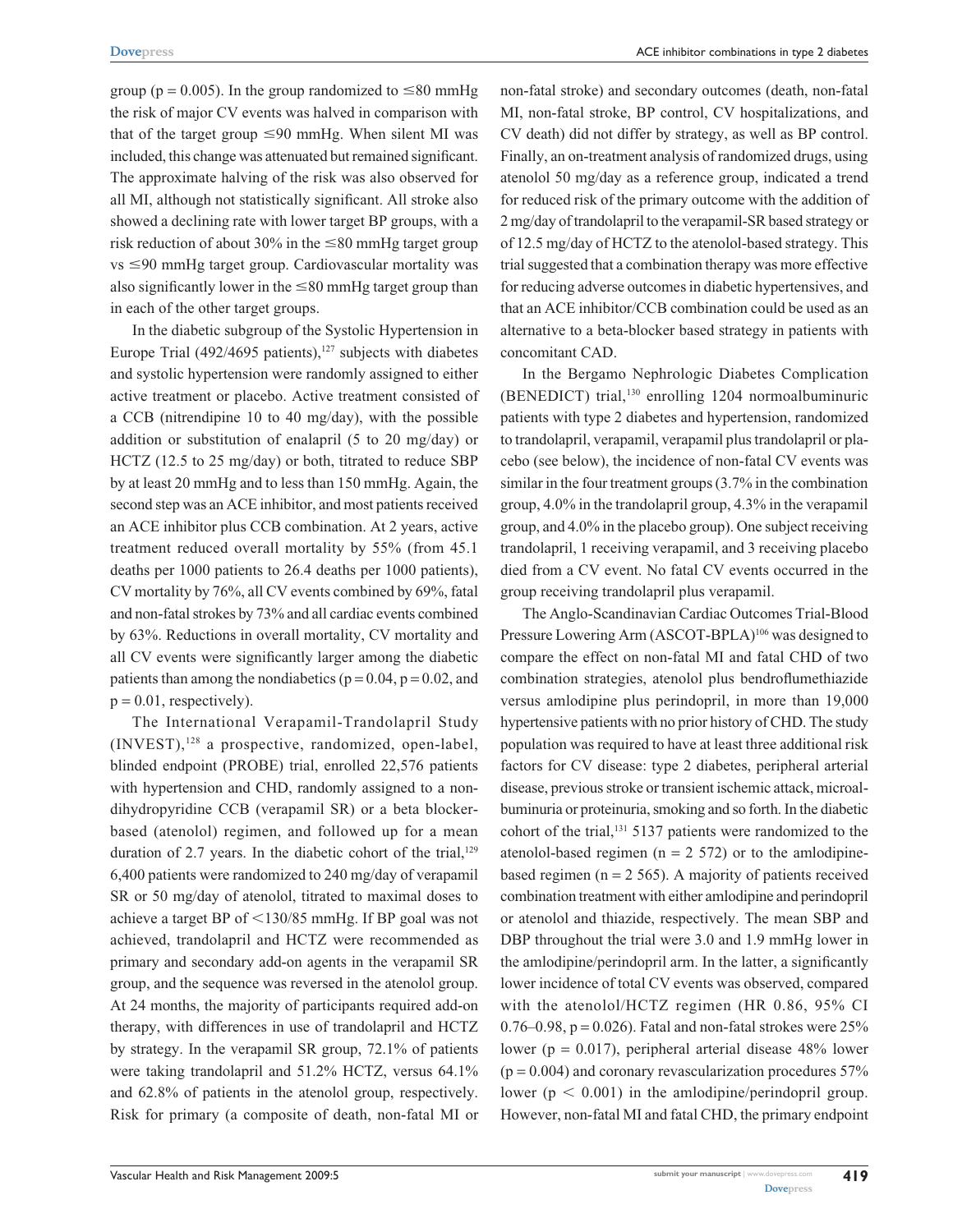group ($p = 0.005$). In the group randomized to $\leq$80 mmHg the risk of major CV events was halved in comparison with that of the target group $\leq$90 mmHg. When silent MI was included, this change was attenuated but remained significant. The approximate halving of the risk was also observed for all MI, although not statistically significant. All stroke also showed a declining rate with lower target BP groups, with a risk reduction of about 30% in the $\leq$80 mmHg target group vs $\leq$90 mmHg target group. Cardiovascular mortality was also significantly lower in the $\leq$80 mmHg target group than in each of the other target groups.

In the diabetic subgroup of the Systolic Hypertension in Europe Trial (492/4695 patients),[127] subjects with diabetes and systolic hypertension were randomly assigned to either active treatment or placebo. Active treatment consisted of a CCB (nitrendipine 10 to 40 mg/day), with the possible addition or substitution of enalapril (5 to 20 mg/day) or HCTZ (12.5 to 25 mg/day) or both, titrated to reduce SBP by at least 20 mmHg and to less than 150 mmHg. Again, the second step was an ACE inhibitor, and most patients received an ACE inhibitor plus CCB combination. At 2 years, active treatment reduced overall mortality by 55% (from 45.1 deaths per 1000 patients to 26.4 deaths per 1000 patients), CV mortality by 76%, all CV events combined by 69%, fatal and non-fatal strokes by 73% and all cardiac events combined by 63%. Reductions in overall mortality, CV mortality and all CV events were significantly larger among the diabetic patients than among the nondiabetics ($p = 0.04$, $p = 0.02$, and $p = 0.01$, respectively).

The International Verapamil-Trandolapril Study (INVEST),[128] a prospective, randomized, open-label, blinded endpoint (PROBE) trial, enrolled 22,576 patients with hypertension and CHD, randomly assigned to a non-dihydropyridine CCB (verapamil SR) or a beta blocker-based (atenolol) regimen, and followed up for a mean duration of 2.7 years. In the diabetic cohort of the trial,[129] 6,400 patients were randomized to 240 mg/day of verapamil SR or 50 mg/day of atenolol, titrated to maximal doses to achieve a target BP of $<$130/85 mmHg. If BP goal was not achieved, trandolapril and HCTZ were recommended as primary and secondary add-on agents in the verapamil SR group, and the sequence was reversed in the atenolol group. At 24 months, the majority of participants required add-on therapy, with differences in use of trandolapril and HCTZ by strategy. In the verapamil SR group, 72.1% of patients were taking trandolapril and 51.2% HCTZ, versus 64.1% and 62.8% of patients in the atenolol group, respectively. Risk for primary (a composite of death, non-fatal MI or non-fatal stroke) and secondary outcomes (death, non-fatal MI, non-fatal stroke, BP control, CV hospitalizations, and CV death) did not differ by strategy, as well as BP control. Finally, an on-treatment analysis of randomized drugs, using atenolol 50 mg/day as a reference group, indicated a trend for reduced risk of the primary outcome with the addition of 2 mg/day of trandolapril to the verapamil-SR based strategy or of 12.5 mg/day of HCTZ to the atenolol-based strategy. This trial suggested that a combination therapy was more effective for reducing adverse outcomes in diabetic hypertensives, and that an ACE inhibitor/CCB combination could be used as an alternative to a beta-blocker based strategy in patients with concomitant CAD.

In the Bergamo Nephrologic Diabetes Complication (BENEDICT) trial,[130] enrolling 1204 normoalbuminuric patients with type 2 diabetes and hypertension, randomized to trandolapril, verapamil, verapamil plus trandolapril or placebo (see below), the incidence of non-fatal CV events was similar in the four treatment groups (3.7% in the combination group, 4.0% in the trandolapril group, 4.3% in the verapamil group, and 4.0% in the placebo group). One subject receiving trandolapril, 1 receiving verapamil, and 3 receiving placebo died from a CV event. No fatal CV events occurred in the group receiving trandolapril plus verapamil.

The Anglo-Scandinavian Cardiac Outcomes Trial-Blood Pressure Lowering Arm (ASCOT-BPLA)[106] was designed to compare the effect on non-fatal MI and fatal CHD of two combination strategies, atenolol plus bendroflumethiazide versus amlodipine plus perindopril, in more than 19,000 hypertensive patients with no prior history of CHD. The study population was required to have at least three additional risk factors for CV disease: type 2 diabetes, peripheral arterial disease, previous stroke or transient ischemic attack, microalbuminuria or proteinuria, smoking and so forth. In the diabetic cohort of the trial,[131] 5137 patients were randomized to the atenolol-based regimen (n = 2 572) or to the amlodipine-based regimen (n = 2 565). A majority of patients received combination treatment with either amlodipine and perindopril or atenolol and thiazide, respectively. The mean SBP and DBP throughout the trial were 3.0 and 1.9 mmHg lower in the amlodipine/perindopril arm. In the latter, a significantly lower incidence of total CV events was observed, compared with the atenolol/HCTZ regimen (HR 0.86, 95% CI 0.76–0.98, $p = 0.026$). Fatal and non-fatal strokes were 25% lower ($p = 0.017$), peripheral arterial disease 48% lower ($p = 0.004$) and coronary revascularization procedures 57% lower ($p < 0.001$) in the amlodipine/perindopril group. However, non-fatal MI and fatal CHD, the primary endpoint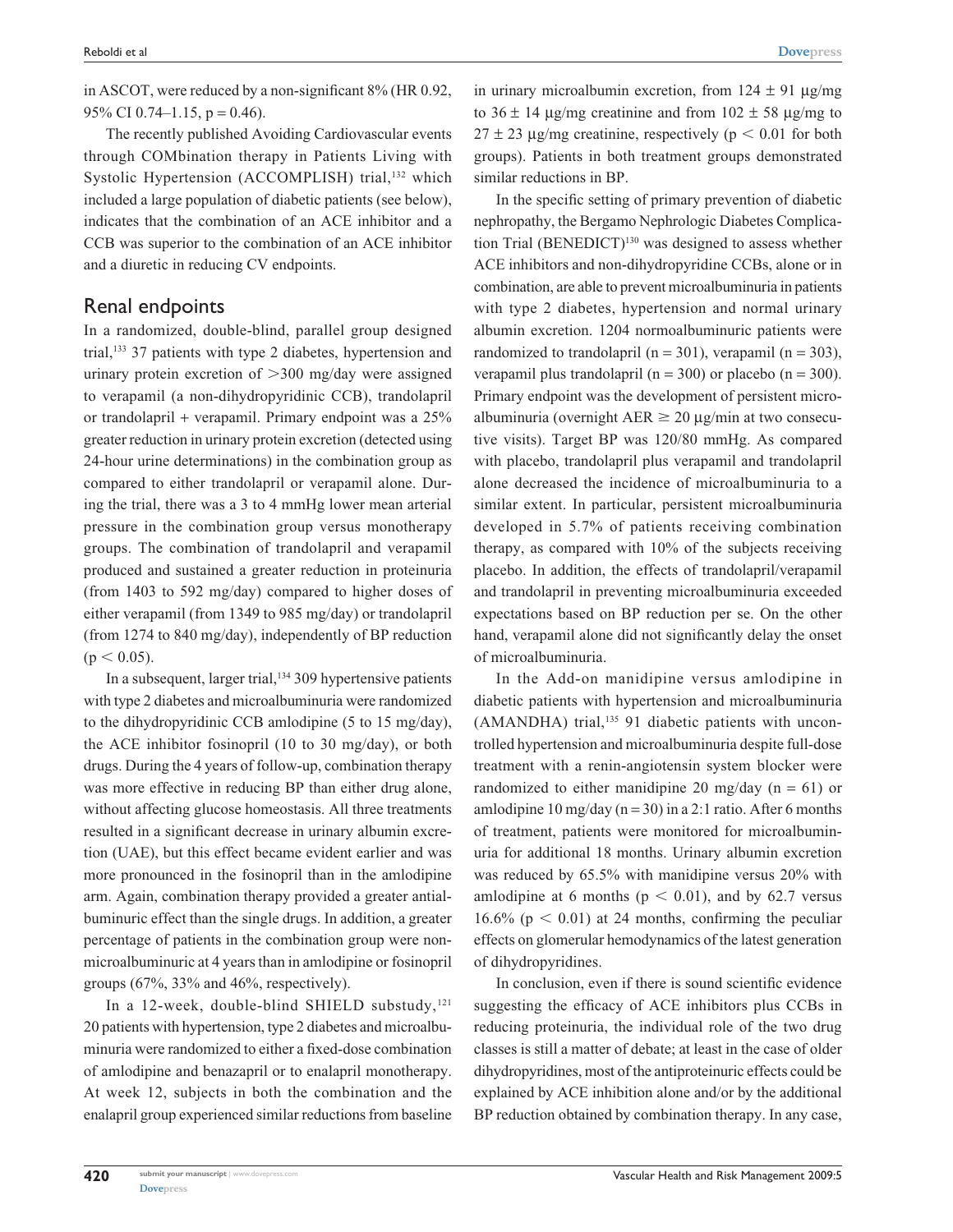in ASCOT, were reduced by a non-significant 8% (HR 0.92, 95% CI 0.74–1.15, $p = 0.46$).

The recently published Avoiding Cardiovascular events through COMbination therapy in Patients Living with Systolic Hypertension (ACCOMPLISH) trial,[132] which included a large population of diabetic patients (see below), indicates that the combination of an ACE inhibitor and a CCB was superior to the combination of an ACE inhibitor and a diuretic in reducing CV endpoints.

## Renal endpoints

In a randomized, double-blind, parallel group designed trial,[133] 37 patients with type 2 diabetes, hypertension and urinary protein excretion of >300 mg/day were assigned to verapamil (a non-dihydropyridinic CCB), trandolapril or trandolapril + verapamil. Primary endpoint was a 25% greater reduction in urinary protein excretion (detected using 24-hour urine determinations) in the combination group as compared to either trandolapril or verapamil alone. During the trial, there was a 3 to 4 mmHg lower mean arterial pressure in the combination group versus monotherapy groups. The combination of trandolapril and verapamil produced and sustained a greater reduction in proteinuria (from 1403 to 592 mg/day) compared to higher doses of either verapamil (from 1349 to 985 mg/day) or trandolapril (from 1274 to 840 mg/day), independently of BP reduction ($p < 0.05$).

In a subsequent, larger trial,[134] 309 hypertensive patients with type 2 diabetes and microalbuminuria were randomized to the dihydropyridinic CCB amlodipine (5 to 15 mg/day), the ACE inhibitor fosinopril (10 to 30 mg/day), or both drugs. During the 4 years of follow-up, combination therapy was more effective in reducing BP than either drug alone, without affecting glucose homeostasis. All three treatments resulted in a significant decrease in urinary albumin excretion (UAE), but this effect became evident earlier and was more pronounced in the fosinopril than in the amlodipine arm. Again, combination therapy provided a greater antialbuminuric effect than the single drugs. In addition, a greater percentage of patients in the combination group were non-microalbuminuric at 4 years than in amlodipine or fosinopril groups (67%, 33% and 46%, respectively).

In a 12-week, double-blind SHIELD substudy,[121] 20 patients with hypertension, type 2 diabetes and microalbuminuria were randomized to either a fixed-dose combination of amlodipine and benazapril or to enalapril monotherapy. At week 12, subjects in both the combination and the enalapril group experienced similar reductions from baseline in urinary microalbumin excretion, from 124 ± 91 μg/mg to 36 ± 14 μg/mg creatinine and from 102 ± 58 μg/mg to 27 ± 23 μg/mg creatinine, respectively ($p < 0.01$ for both groups). Patients in both treatment groups demonstrated similar reductions in BP.

In the specific setting of primary prevention of diabetic nephropathy, the Bergamo Nephrologic Diabetes Complication Trial (BENEDICT)[130] was designed to assess whether ACE inhibitors and non-dihydropyridine CCBs, alone or in combination, are able to prevent microalbuminuria in patients with type 2 diabetes, hypertension and normal urinary albumin excretion. 1204 normoalbuminuric patients were randomized to trandolapril ($n = 301$), verapamil ($n = 303$), verapamil plus trandolapril ($n = 300$) or placebo ($n = 300$). Primary endpoint was the development of persistent microalbuminuria (overnight AER ≥ 20 μg/min at two consecutive visits). Target BP was 120/80 mmHg. As compared with placebo, trandolapril plus verapamil and trandolapril alone decreased the incidence of microalbuminuria to a similar extent. In particular, persistent microalbuminuria developed in 5.7% of patients receiving combination therapy, as compared with 10% of the subjects receiving placebo. In addition, the effects of trandolapril/verapamil and trandolapril in preventing microalbuminuria exceeded expectations based on BP reduction per se. On the other hand, verapamil alone did not significantly delay the onset of microalbuminuria.

In the Add-on manidipine versus amlodipine in diabetic patients with hypertension and microalbuminuria (AMANDHA) trial,[135] 91 diabetic patients with uncontrolled hypertension and microalbuminuria despite full-dose treatment with a renin-angiotensin system blocker were randomized to either manidipine 20 mg/day ($n = 61$) or amlodipine 10 mg/day ($n = 30$) in a 2:1 ratio. After 6 months of treatment, patients were monitored for microalbuminuria for additional 18 months. Urinary albumin excretion was reduced by 65.5% with manidipine versus 20% with amlodipine at 6 months ($p < 0.01$), and by 62.7 versus 16.6% ($p < 0.01$) at 24 months, confirming the peculiar effects on glomerular hemodynamics of the latest generation of dihydropyridines.

In conclusion, even if there is sound scientific evidence suggesting the efficacy of ACE inhibitors plus CCBs in reducing proteinuria, the individual role of the two drug classes is still a matter of debate; at least in the case of older dihydropyridines, most of the antiproteinuric effects could be explained by ACE inhibition alone and/or by the additional BP reduction obtained by combination therapy. In any case,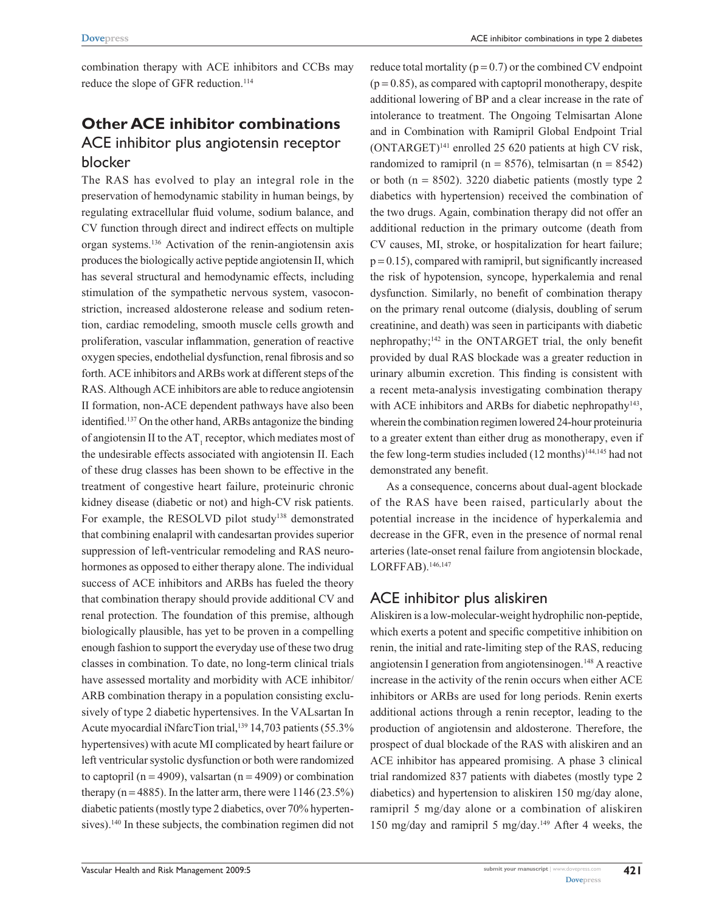combination therapy with ACE inhibitors and CCBs may reduce the slope of GFR reduction.[114]

## Other ACE inhibitor combinations

### ACE inhibitor plus angiotensin receptor blocker

The RAS has evolved to play an integral role in the preservation of hemodynamic stability in human beings, by regulating extracellular fluid volume, sodium balance, and CV function through direct and indirect effects on multiple organ systems.[136] Activation of the renin-angiotensin axis produces the biologically active peptide angiotensin II, which has several structural and hemodynamic effects, including stimulation of the sympathetic nervous system, vasoconstriction, increased aldosterone release and sodium retention, cardiac remodeling, smooth muscle cells growth and proliferation, vascular inflammation, generation of reactive oxygen species, endothelial dysfunction, renal fibrosis and so forth. ACE inhibitors and ARBs work at different steps of the RAS. Although ACE inhibitors are able to reduce angiotensin II formation, non-ACE dependent pathways have also been identified.[137] On the other hand, ARBs antagonize the binding of angiotensin II to the $AT_1$ receptor, which mediates most of the undesirable effects associated with angiotensin II. Each of these drug classes has been shown to be effective in the treatment of congestive heart failure, proteinuric chronic kidney disease (diabetic or not) and high-CV risk patients. For example, the RESOLVD pilot study[138] demonstrated that combining enalapril with candesartan provides superior suppression of left-ventricular remodeling and RAS neurohormones as opposed to either therapy alone. The individual success of ACE inhibitors and ARBs has fueled the theory that combination therapy should provide additional CV and renal protection. The foundation of this premise, although biologically plausible, has yet to be proven in a compelling enough fashion to support the everyday use of these two drug classes in combination. To date, no long-term clinical trials have assessed mortality and morbidity with ACE inhibitor/ARB combination therapy in a population consisting exclusively of type 2 diabetic hypertensives. In the VALsartan In Acute myocardial iNfarcTion trial,[139] 14,703 patients (55.3% hypertensives) with acute MI complicated by heart failure or left ventricular systolic dysfunction or both were randomized to captopril (n = 4909), valsartan (n = 4909) or combination therapy (n = 4885). In the latter arm, there were 1146 (23.5%) diabetic patients (mostly type 2 diabetics, over 70% hypertensives).[140] In these subjects, the combination regimen did not reduce total mortality ($p = 0.7$) or the combined CV endpoint ($p = 0.85$), as compared with captopril monotherapy, despite additional lowering of BP and a clear increase in the rate of intolerance to treatment. The Ongoing Telmisartan Alone and in Combination with Ramipril Global Endpoint Trial (ONTARGET)[141] enrolled 25 620 patients at high CV risk, randomized to ramipril (n = 8576), telmisartan (n = 8542) or both (n = 8502). 3220 diabetic patients (mostly type 2 diabetics with hypertension) received the combination of the two drugs. Again, combination therapy did not offer an additional reduction in the primary outcome (death from CV causes, MI, stroke, or hospitalization for heart failure; $p = 0.15$), compared with ramipril, but significantly increased the risk of hypotension, syncope, hyperkalemia and renal dysfunction. Similarly, no benefit of combination therapy on the primary renal outcome (dialysis, doubling of serum creatinine, and death) was seen in participants with diabetic nephropathy;[142] in the ONTARGET trial, the only benefit provided by dual RAS blockade was a greater reduction in urinary albumin excretion. This finding is consistent with a recent meta-analysis investigating combination therapy with ACE inhibitors and ARBs for diabetic nephropathy[143], wherein the combination regimen lowered 24-hour proteinuria to a greater extent than either drug as monotherapy, even if the few long-term studies included (12 months)[144,145] had not demonstrated any benefit.

As a consequence, concerns about dual-agent blockade of the RAS have been raised, particularly about the potential increase in the incidence of hyperkalemia and decrease in the GFR, even in the presence of normal renal arteries (late-onset renal failure from angiotensin blockade, LORFFAB).[146,147]

### ACE inhibitor plus aliskiren

Aliskiren is a low-molecular-weight hydrophilic non-peptide, which exerts a potent and specific competitive inhibition on renin, the initial and rate-limiting step of the RAS, reducing angiotensin I generation from angiotensinogen.[148] A reactive increase in the activity of the renin occurs when either ACE inhibitors or ARBs are used for long periods. Renin exerts additional actions through a renin receptor, leading to the production of angiotensin and aldosterone. Therefore, the prospect of dual blockade of the RAS with aliskiren and an ACE inhibitor has appeared promising. A phase 3 clinical trial randomized 837 patients with diabetes (mostly type 2 diabetics) and hypertension to aliskiren 150 mg/day alone, ramipril 5 mg/day alone or a combination of aliskiren 150 mg/day and ramipril 5 mg/day.[149] After 4 weeks, the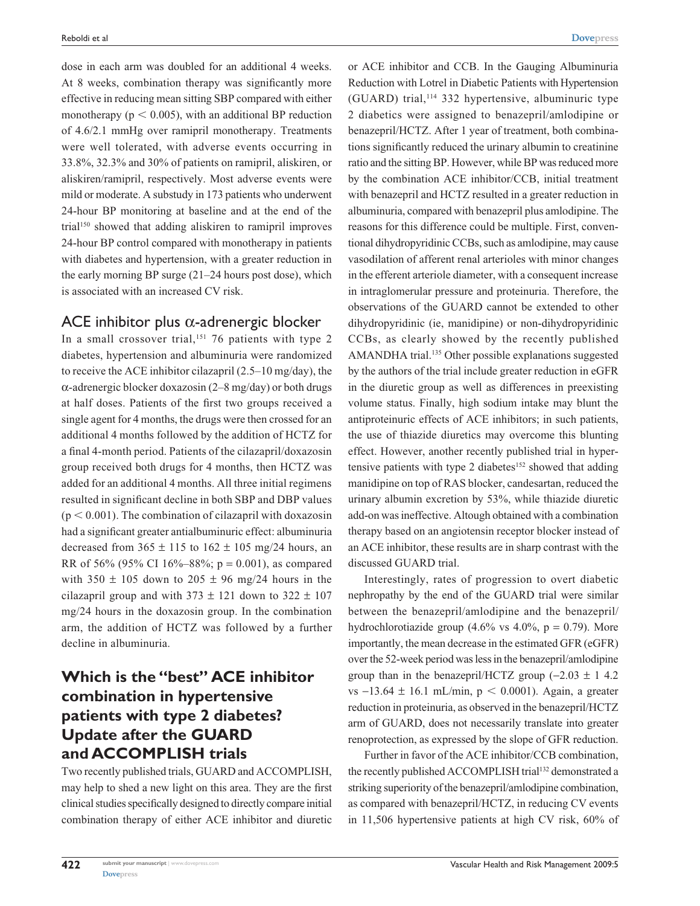dose in each arm was doubled for an additional 4 weeks. At 8 weeks, combination therapy was significantly more effective in reducing mean sitting SBP compared with either monotherapy ($p < 0.005$), with an additional BP reduction of 4.6/2.1 mmHg over ramipril monotherapy. Treatments were well tolerated, with adverse events occurring in 33.8%, 32.3% and 30% of patients on ramipril, aliskiren, or aliskiren/ramipril, respectively. Most adverse events were mild or moderate. A substudy in 173 patients who underwent 24-hour BP monitoring at baseline and at the end of the trial[150] showed that adding aliskiren to ramipril improves 24-hour BP control compared with monotherapy in patients with diabetes and hypertension, with a greater reduction in the early morning BP surge (21–24 hours post dose), which is associated with an increased CV risk.

## ACE inhibitor plus α-adrenergic blocker

In a small crossover trial,[151] 76 patients with type 2 diabetes, hypertension and albuminuria were randomized to receive the ACE inhibitor cilazapril (2.5–10 mg/day), the α-adrenergic blocker doxazosin (2–8 mg/day) or both drugs at half doses. Patients of the first two groups received a single agent for 4 months, the drugs were then crossed for an additional 4 months followed by the addition of HCTZ for a final 4-month period. Patients of the cilazapril/doxazosin group received both drugs for 4 months, then HCTZ was added for an additional 4 months. All three initial regimens resulted in significant decline in both SBP and DBP values ($p < 0.001$). The combination of cilazapril with doxazosin had a significant greater antialbuminuric effect: albuminuria decreased from 365 ± 115 to 162 ± 105 mg/24 hours, an RR of 56% (95% CI 16%–88%; $p = 0.001$), as compared with 350 ± 105 down to 205 ± 96 mg/24 hours in the cilazapril group and with 373 ± 121 down to 322 ± 107 mg/24 hours in the doxazosin group. In the combination arm, the addition of HCTZ was followed by a further decline in albuminuria.

# Which is the "best" ACE inhibitor combination in hypertensive patients with type 2 diabetes? Update after the GUARD and ACCOMPLISH trials

Two recently published trials, GUARD and ACCOMPLISH, may help to shed a new light on this area. They are the first clinical studies specifically designed to directly compare initial combination therapy of either ACE inhibitor and diuretic or ACE inhibitor and CCB. In the Gauging Albuminuria Reduction with Lotrel in Diabetic Patients with Hypertension (GUARD) trial,[114] 332 hypertensive, albuminuric type 2 diabetics were assigned to benazepril/amlodipine or benazepril/HCTZ. After 1 year of treatment, both combinations significantly reduced the urinary albumin to creatinine ratio and the sitting BP. However, while BP was reduced more by the combination ACE inhibitor/CCB, initial treatment with benazepril and HCTZ resulted in a greater reduction in albuminuria, compared with benazepril plus amlodipine. The reasons for this difference could be multiple. First, conventional dihydropyridinic CCBs, such as amlodipine, may cause vasodilation of afferent renal arterioles with minor changes in the efferent arteriole diameter, with a consequent increase in intraglomerular pressure and proteinuria. Therefore, the observations of the GUARD cannot be extended to other dihydropyridinic (ie, manidipine) or non-dihydropyridinic CCBs, as clearly showed by the recently published AMANDHA trial.[135] Other possible explanations suggested by the authors of the trial include greater reduction in eGFR in the diuretic group as well as differences in preexisting volume status. Finally, high sodium intake may blunt the antiproteinuric effects of ACE inhibitors; in such patients, the use of thiazide diuretics may overcome this blunting effect. However, another recently published trial in hypertensive patients with type 2 diabetes[152] showed that adding manidipine on top of RAS blocker, candesartan, reduced the urinary albumin excretion by 53%, while thiazide diuretic add-on was ineffective. Altough obtained with a combination therapy based on an angiotensin receptor blocker instead of an ACE inhibitor, these results are in sharp contrast with the discussed GUARD trial.

Interestingly, rates of progression to overt diabetic nephropathy by the end of the GUARD trial were similar between the benazepril/amlodipine and the benazepril/hydrochlorotiazide group (4.6% vs 4.0%, $p = 0.79$). More importantly, the mean decrease in the estimated GFR (eGFR) over the 52-week period was less in the benazepril/amlodipine group than in the benazepril/HCTZ group (−2.03 ± 1 4.2 vs −13.64 ± 16.1 mL/min, $p < 0.0001$). Again, a greater reduction in proteinuria, as observed in the benazepril/HCTZ arm of GUARD, does not necessarily translate into greater renoprotection, as expressed by the slope of GFR reduction.

Further in favor of the ACE inhibitor/CCB combination, the recently published ACCOMPLISH trial[132] demonstrated a striking superiority of the benazepril/amlodipine combination, as compared with benazepril/HCTZ, in reducing CV events in 11,506 hypertensive patients at high CV risk, 60% of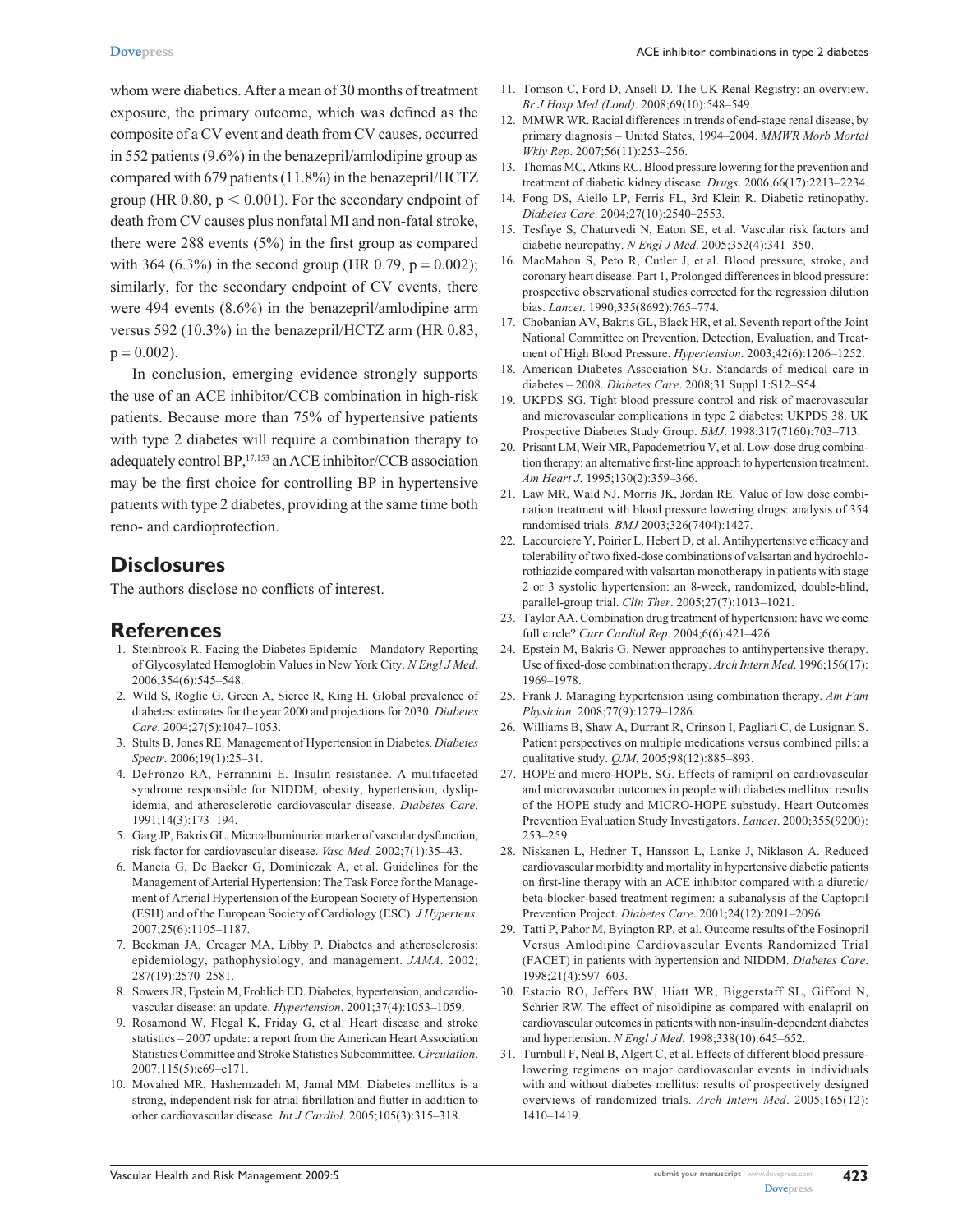whom were diabetics. After a mean of 30 months of treatment exposure, the primary outcome, which was defined as the composite of a CV event and death from CV causes, occurred in 552 patients (9.6%) in the benazepril/amlodipine group as compared with 679 patients (11.8%) in the benazepril/HCTZ group (HR 0.80, $p < 0.001$). For the secondary endpoint of death from CV causes plus nonfatal MI and non-fatal stroke, there were 288 events (5%) in the first group as compared with 364 (6.3%) in the second group (HR 0.79, $p = 0.002$); similarly, for the secondary endpoint of CV events, there were 494 events (8.6%) in the benazepril/amlodipine arm versus 592 (10.3%) in the benazepril/HCTZ arm (HR 0.83, $p = 0.002$).

In conclusion, emerging evidence strongly supports the use of an ACE inhibitor/CCB combination in high-risk patients. Because more than 75% of hypertensive patients with type 2 diabetes will require a combination therapy to adequately control BP,[17,153] an ACE inhibitor/CCB association may be the first choice for controlling BP in hypertensive patients with type 2 diabetes, providing at the same time both reno- and cardioprotection.

## Disclosures

The authors disclose no conflicts of interest.

## References

1. Steinbrook R. Facing the Diabetes Epidemic – Mandatory Reporting of Glycosylated Hemoglobin Values in New York City. *N Engl J Med*. 2006;354(6):545–548.
2. Wild S, Roglic G, Green A, Sicree R, King H. Global prevalence of diabetes: estimates for the year 2000 and projections for 2030. *Diabetes Care*. 2004;27(5):1047–1053.
3. Stults B, Jones RE. Management of Hypertension in Diabetes. *Diabetes Spectr*. 2006;19(1):25–31.
4. DeFronzo RA, Ferrannini E. Insulin resistance. A multifaceted syndrome responsible for NIDDM, obesity, hypertension, dyslipidemia, and atherosclerotic cardiovascular disease. *Diabetes Care*. 1991;14(3):173–194.
5. Garg JP, Bakris GL. Microalbuminuria: marker of vascular dysfunction, risk factor for cardiovascular disease. *Vasc Med*. 2002;7(1):35–43.
6. Mancia G, De Backer G, Dominiczak A, et al. Guidelines for the Management of Arterial Hypertension: The Task Force for the Management of Arterial Hypertension of the European Society of Hypertension (ESH) and of the European Society of Cardiology (ESC). *J Hypertens*. 2007;25(6):1105–1187.
7. Beckman JA, Creager MA, Libby P. Diabetes and atherosclerosis: epidemiology, pathophysiology, and management. *JAMA*. 2002; 287(19):2570–2581.
8. Sowers JR, Epstein M, Frohlich ED. Diabetes, hypertension, and cardiovascular disease: an update. *Hypertension*. 2001;37(4):1053–1059.
9. Rosamond W, Flegal K, Friday G, et al. Heart disease and stroke statistics – 2007 update: a report from the American Heart Association Statistics Committee and Stroke Statistics Subcommittee. *Circulation*. 2007;115(5):e69–e171.
10. Movahed MR, Hashemzadeh M, Jamal MM. Diabetes mellitus is a strong, independent risk for atrial fibrillation and flutter in addition to other cardiovascular disease. *Int J Cardiol*. 2005;105(3):315–318.
11. Tomson C, Ford D, Ansell D. The UK Renal Registry: an overview. *Br J Hosp Med (Lond)*. 2008;69(10):548–549.
12. MMWR WR. Racial differences in trends of end-stage renal disease, by primary diagnosis – United States, 1994–2004. *MMWR Morb Mortal Wkly Rep*. 2007;56(11):253–256.
13. Thomas MC, Atkins RC. Blood pressure lowering for the prevention and treatment of diabetic kidney disease. *Drugs*. 2006;66(17):2213–2234.
14. Fong DS, Aiello LP, Ferris FL, 3rd Klein R. Diabetic retinopathy. *Diabetes Care*. 2004;27(10):2540–2553.
15. Tesfaye S, Chaturvedi N, Eaton SE, et al. Vascular risk factors and diabetic neuropathy. *N Engl J Med*. 2005;352(4):341–350.
16. MacMahon S, Peto R, Cutler J, et al. Blood pressure, stroke, and coronary heart disease. Part 1, Prolonged differences in blood pressure: prospective observational studies corrected for the regression dilution bias. *Lancet*. 1990;335(8692):765–774.
17. Chobanian AV, Bakris GL, Black HR, et al. Seventh report of the Joint National Committee on Prevention, Detection, Evaluation, and Treatment of High Blood Pressure. *Hypertension*. 2003;42(6):1206–1252.
18. American Diabetes Association SG. Standards of medical care in diabetes – 2008. *Diabetes Care*. 2008;31 Suppl 1:S12–S54.
19. UKPDS SG. Tight blood pressure control and risk of macrovascular and microvascular complications in type 2 diabetes: UKPDS 38. UK Prospective Diabetes Study Group. *BMJ*. 1998;317(7160):703–713.
20. Prisant LM, Weir MR, Papademetriou V, et al. Low-dose drug combination therapy: an alternative first-line approach to hypertension treatment. *Am Heart J*. 1995;130(2):359–366.
21. Law MR, Wald NJ, Morris JK, Jordan RE. Value of low dose combination treatment with blood pressure lowering drugs: analysis of 354 randomised trials. *BMJ* 2003;326(7404):1427.
22. Lacourciere Y, Poirier L, Hebert D, et al. Antihypertensive efficacy and tolerability of two fixed-dose combinations of valsartan and hydrochlorothiazide compared with valsartan monotherapy in patients with stage 2 or 3 systolic hypertension: an 8-week, randomized, double-blind, parallel-group trial. *Clin Ther*. 2005;27(7):1013–1021.
23. Taylor AA. Combination drug treatment of hypertension: have we come full circle? *Curr Cardiol Rep*. 2004;6(6):421–426.
24. Epstein M, Bakris G. Newer approaches to antihypertensive therapy. Use of fixed-dose combination therapy. *Arch Intern Med*. 1996;156(17): 1969–1978.
25. Frank J. Managing hypertension using combination therapy. *Am Fam Physician*. 2008;77(9):1279–1286.
26. Williams B, Shaw A, Durrant R, Crinson I, Pagliari C, de Lusignan S. Patient perspectives on multiple medications versus combined pills: a qualitative study. *QJM*. 2005;98(12):885–893.
27. HOPE and micro-HOPE, SG. Effects of ramipril on cardiovascular and microvascular outcomes in people with diabetes mellitus: results of the HOPE study and MICRO-HOPE substudy. Heart Outcomes Prevention Evaluation Study Investigators. *Lancet*. 2000;355(9200): 253–259.
28. Niskanen L, Hedner T, Hansson L, Lanke J, Niklason A. Reduced cardiovascular morbidity and mortality in hypertensive diabetic patients on first-line therapy with an ACE inhibitor compared with a diuretic/beta-blocker-based treatment regimen: a subanalysis of the Captopril Prevention Project. *Diabetes Care*. 2001;24(12):2091–2096.
29. Tatti P, Pahor M, Byington RP, et al. Outcome results of the Fosinopril Versus Amlodipine Cardiovascular Events Randomized Trial (FACET) in patients with hypertension and NIDDM. *Diabetes Care*. 1998;21(4):597–603.
30. Estacio RO, Jeffers BW, Hiatt WR, Biggerstaff SL, Gifford N, Schrier RW. The effect of nisoldipine as compared with enalapril on cardiovascular outcomes in patients with non-insulin-dependent diabetes and hypertension. *N Engl J Med*. 1998;338(10):645–652.
31. Turnbull F, Neal B, Algert C, et al. Effects of different blood pressure-lowering regimens on major cardiovascular events in individuals with and without diabetes mellitus: results of prospectively designed overviews of randomized trials. *Arch Intern Med*. 2005;165(12): 1410–1419.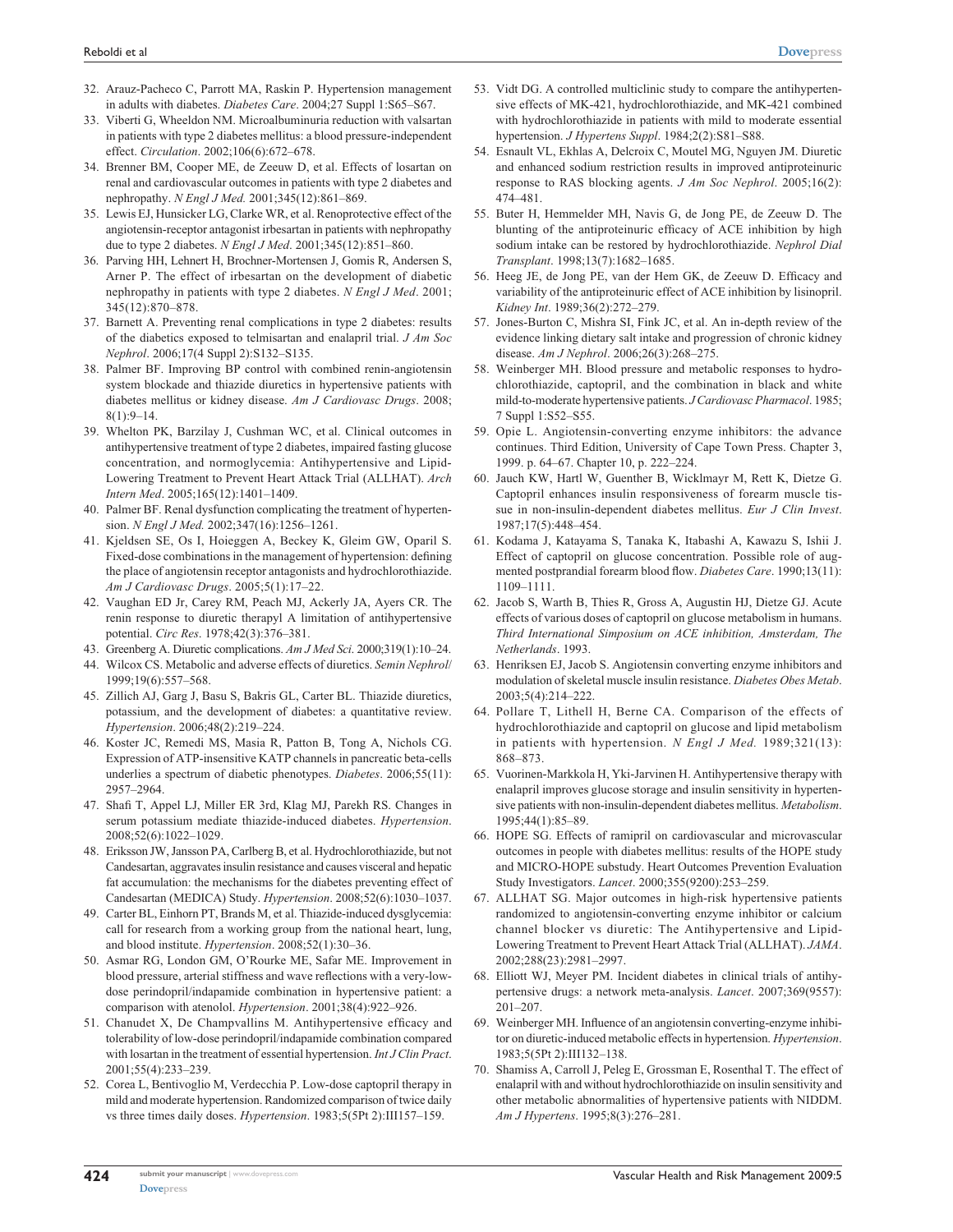32. Arauz-Pacheco C, Parrott MA, Raskin P. Hypertension management in adults with diabetes. *Diabetes Care*. 2004;27 Suppl 1:S65–S67.
33. Viberti G, Wheeldon NM. Microalbuminuria reduction with valsartan in patients with type 2 diabetes mellitus: a blood pressure-independent effect. *Circulation*. 2002;106(6):672–678.
34. Brenner BM, Cooper ME, de Zeeuw D, et al. Effects of losartan on renal and cardiovascular outcomes in patients with type 2 diabetes and nephropathy. *N Engl J Med.* 2001;345(12):861–869.
35. Lewis EJ, Hunsicker LG, Clarke WR, et al. Renoprotective effect of the angiotensin-receptor antagonist irbesartan in patients with nephropathy due to type 2 diabetes. *N Engl J Med*. 2001;345(12):851–860.
36. Parving HH, Lehnert H, Brochner-Mortensen J, Gomis R, Andersen S, Arner P. The effect of irbesartan on the development of diabetic nephropathy in patients with type 2 diabetes. *N Engl J Med*. 2001; 345(12):870–878.
37. Barnett A. Preventing renal complications in type 2 diabetes: results of the diabetics exposed to telmisartan and enalapril trial. *J Am Soc Nephrol*. 2006;17(4 Suppl 2):S132–S135.
38. Palmer BF. Improving BP control with combined renin-angiotensin system blockade and thiazide diuretics in hypertensive patients with diabetes mellitus or kidney disease. *Am J Cardiovasc Drugs*. 2008; 8(1):9–14.
39. Whelton PK, Barzilay J, Cushman WC, et al. Clinical outcomes in antihypertensive treatment of type 2 diabetes, impaired fasting glucose concentration, and normoglycemia: Antihypertensive and Lipid-Lowering Treatment to Prevent Heart Attack Trial (ALLHAT). *Arch Intern Med*. 2005;165(12):1401–1409.
40. Palmer BF. Renal dysfunction complicating the treatment of hypertension. *N Engl J Med.* 2002;347(16):1256–1261.
41. Kjeldsen SE, Os I, Hoieggen A, Beckey K, Gleim GW, Oparil S. Fixed-dose combinations in the management of hypertension: defining the place of angiotensin receptor antagonists and hydrochlorothiazide. *Am J Cardiovasc Drugs*. 2005;5(1):17–22.
42. Vaughan ED Jr, Carey RM, Peach MJ, Ackerly JA, Ayers CR. The renin response to diuretic therapyl A limitation of antihypertensive potential. *Circ Res*. 1978;42(3):376–381.
43. Greenberg A. Diuretic complications. *Am J Med Sci*. 2000;319(1):10–24.
44. Wilcox CS. Metabolic and adverse effects of diuretics. *Semin Nephrol*/ 1999;19(6):557–568.
45. Zillich AJ, Garg J, Basu S, Bakris GL, Carter BL. Thiazide diuretics, potassium, and the development of diabetes: a quantitative review. *Hypertension*. 2006;48(2):219–224.
46. Koster JC, Remedi MS, Masia R, Patton B, Tong A, Nichols CG. Expression of ATP-insensitive KATP channels in pancreatic beta-cells underlies a spectrum of diabetic phenotypes. *Diabetes*. 2006;55(11): 2957–2964.
47. Shafi T, Appel LJ, Miller ER 3rd, Klag MJ, Parekh RS. Changes in serum potassium mediate thiazide-induced diabetes. *Hypertension*. 2008;52(6):1022–1029.
48. Eriksson JW, Jansson PA, Carlberg B, et al. Hydrochlorothiazide, but not Candesartan, aggravates insulin resistance and causes visceral and hepatic fat accumulation: the mechanisms for the diabetes preventing effect of Candesartan (MEDICA) Study. *Hypertension*. 2008;52(6):1030–1037.
49. Carter BL, Einhorn PT, Brands M, et al. Thiazide-induced dysglycemia: call for research from a working group from the national heart, lung, and blood institute. *Hypertension*. 2008;52(1):30–36.
50. Asmar RG, London GM, O'Rourke ME, Safar ME. Improvement in blood pressure, arterial stiffness and wave reflections with a very-low-dose perindopril/indapamide combination in hypertensive patient: a comparison with atenolol. *Hypertension*. 2001;38(4):922–926.
51. Chanudet X, De Champvallins M. Antihypertensive efficacy and tolerability of low-dose perindopril/indapamide combination compared with losartan in the treatment of essential hypertension. *Int J Clin Pract*. 2001;55(4):233–239.
52. Corea L, Bentivoglio M, Verdecchia P. Low-dose captopril therapy in mild and moderate hypertension. Randomized comparison of twice daily vs three times daily doses. *Hypertension*. 1983;5(5Pt 2):III157–159.
53. Vidt DG. A controlled multiclinic study to compare the antihypertensive effects of MK-421, hydrochlorothiazide, and MK-421 combined with hydrochlorothiazide in patients with mild to moderate essential hypertension. *J Hypertens Suppl*. 1984;2(2):S81–S88.
54. Esnault VL, Ekhlas A, Delcroix C, Moutel MG, Nguyen JM. Diuretic and enhanced sodium restriction results in improved antiproteinuric response to RAS blocking agents. *J Am Soc Nephrol*. 2005;16(2): 474–481.
55. Buter H, Hemmelder MH, Navis G, de Jong PE, de Zeeuw D. The blunting of the antiproteinuric efficacy of ACE inhibition by high sodium intake can be restored by hydrochlorothiazide. *Nephrol Dial Transplant*. 1998;13(7):1682–1685.
56. Heeg JE, de Jong PE, van der Hem GK, de Zeeuw D. Efficacy and variability of the antiproteinuric effect of ACE inhibition by lisinopril. *Kidney Int*. 1989;36(2):272–279.
57. Jones-Burton C, Mishra SI, Fink JC, et al. An in-depth review of the evidence linking dietary salt intake and progression of chronic kidney disease. *Am J Nephrol*. 2006;26(3):268–275.
58. Weinberger MH. Blood pressure and metabolic responses to hydrochlorothiazide, captopril, and the combination in black and white mild-to-moderate hypertensive patients. *J Cardiovasc Pharmacol*. 1985; 7 Suppl 1:S52–S55.
59. Opie L. Angiotensin-converting enzyme inhibitors: the advance continues. Third Edition, University of Cape Town Press. Chapter 3, 1999. p. 64–67. Chapter 10, p. 222–224.
60. Jauch KW, Hartl W, Guenther B, Wicklmayr M, Rett K, Dietze G. Captopril enhances insulin responsiveness of forearm muscle tissue in non-insulin-dependent diabetes mellitus. *Eur J Clin Invest*. 1987;17(5):448–454.
61. Kodama J, Katayama S, Tanaka K, Itabashi A, Kawazu S, Ishii J. Effect of captopril on glucose concentration. Possible role of augmented postprandial forearm blood flow. *Diabetes Care*. 1990;13(11): 1109–1111.
62. Jacob S, Warth B, Thies R, Gross A, Augustin HJ, Dietze GJ. Acute effects of various doses of captopril on glucose metabolism in humans. *Third International Simposium on ACE inhibition, Amsterdam, The Netherlands*. 1993.
63. Henriksen EJ, Jacob S. Angiotensin converting enzyme inhibitors and modulation of skeletal muscle insulin resistance. *Diabetes Obes Metab*. 2003;5(4):214–222.
64. Pollare T, Lithell H, Berne CA. Comparison of the effects of hydrochlorothiazide and captopril on glucose and lipid metabolism in patients with hypertension. *N Engl J Med.* 1989;321(13): 868–873.
65. Vuorinen-Markkola H, Yki-Jarvinen H. Antihypertensive therapy with enalapril improves glucose storage and insulin sensitivity in hypertensive patients with non-insulin-dependent diabetes mellitus. *Metabolism*. 1995;44(1):85–89.
66. HOPE SG. Effects of ramipril on cardiovascular and microvascular outcomes in people with diabetes mellitus: results of the HOPE study and MICRO-HOPE substudy. Heart Outcomes Prevention Evaluation Study Investigators. *Lancet*. 2000;355(9200):253–259.
67. ALLHAT SG. Major outcomes in high-risk hypertensive patients randomized to angiotensin-converting enzyme inhibitor or calcium channel blocker vs diuretic: The Antihypertensive and Lipid-Lowering Treatment to Prevent Heart Attack Trial (ALLHAT). *JAMA*. 2002;288(23):2981–2997.
68. Elliott WJ, Meyer PM. Incident diabetes in clinical trials of antihypertensive drugs: a network meta-analysis. *Lancet*. 2007;369(9557): 201–207.
69. Weinberger MH. Influence of an angiotensin converting-enzyme inhibitor on diuretic-induced metabolic effects in hypertension. *Hypertension*. 1983;5(5Pt 2):III132–138.
70. Shamiss A, Carroll J, Peleg E, Grossman E, Rosenthal T. The effect of enalapril with and without hydrochlorothiazide on insulin sensitivity and other metabolic abnormalities of hypertensive patients with NIDDM. *Am J Hypertens*. 1995;8(3):276–281.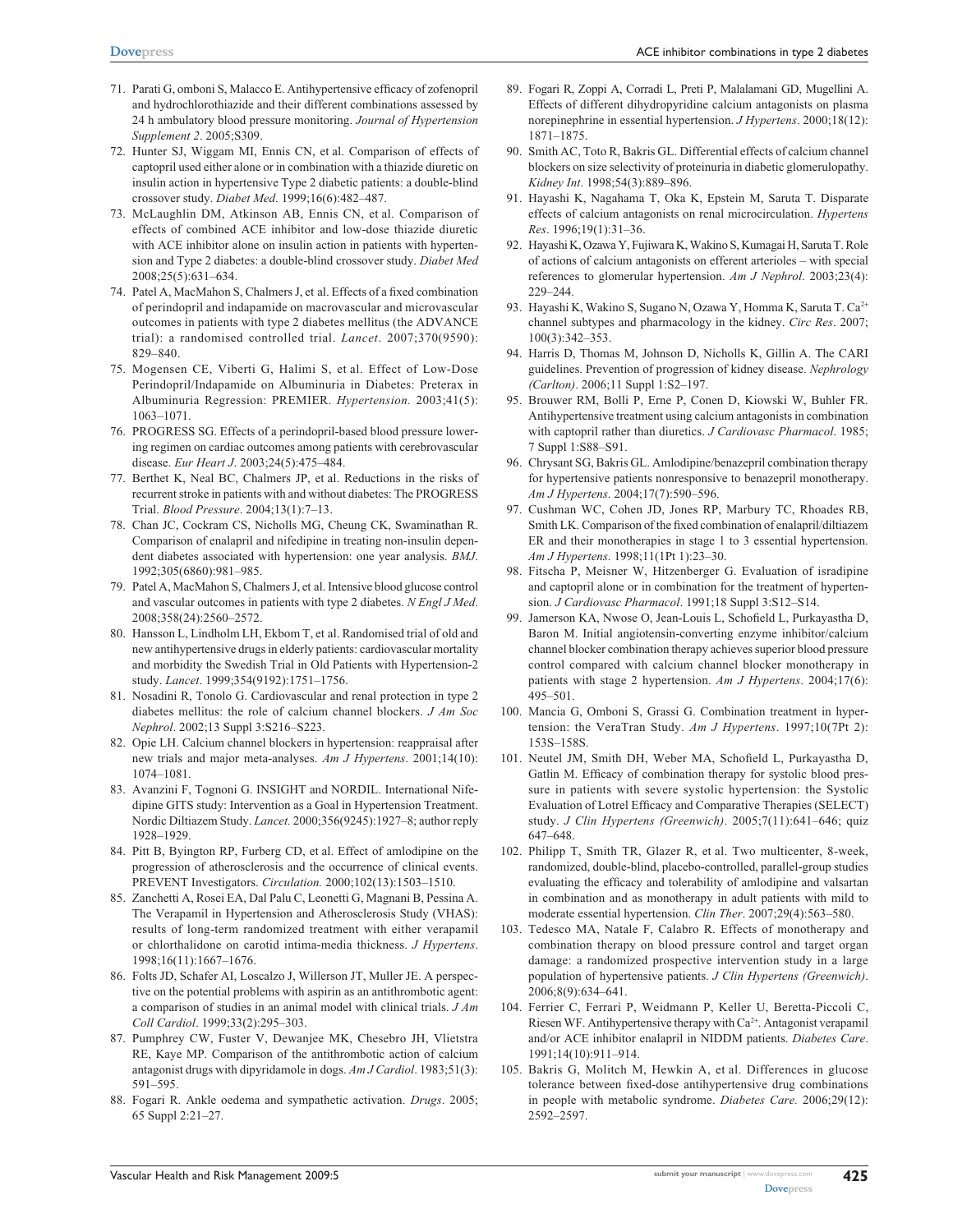71. Parati G, omboni S, Malacco E. Antihypertensive efficacy of zofenopril and hydrochlorothiazide and their different combinations assessed by 24 h ambulatory blood pressure monitoring. *Journal of Hypertension Supplement 2*. 2005;S309.
72. Hunter SJ, Wiggam MI, Ennis CN, et al. Comparison of effects of captopril used either alone or in combination with a thiazide diuretic on insulin action in hypertensive Type 2 diabetic patients: a double-blind crossover study. *Diabet Med*. 1999;16(6):482–487.
73. McLaughlin DM, Atkinson AB, Ennis CN, et al. Comparison of effects of combined ACE inhibitor and low-dose thiazide diuretic with ACE inhibitor alone on insulin action in patients with hypertension and Type 2 diabetes: a double-blind crossover study. *Diabet Med* 2008;25(5):631–634.
74. Patel A, MacMahon S, Chalmers J, et al. Effects of a fixed combination of perindopril and indapamide on macrovascular and microvascular outcomes in patients with type 2 diabetes mellitus (the ADVANCE trial): a randomised controlled trial. *Lancet*. 2007;370(9590): 829–840.
75. Mogensen CE, Viberti G, Halimi S, et al. Effect of Low-Dose Perindopril/Indapamide on Albuminuria in Diabetes: Preterax in Albuminuria Regression: PREMIER. *Hypertension*. 2003;41(5): 1063–1071.
76. PROGRESS SG. Effects of a perindopril-based blood pressure lowering regimen on cardiac outcomes among patients with cerebrovascular disease. *Eur Heart J*. 2003;24(5):475–484.
77. Berthet K, Neal BC, Chalmers JP, et al. Reductions in the risks of recurrent stroke in patients with and without diabetes: The PROGRESS Trial. *Blood Pressure*. 2004;13(1):7–13.
78. Chan JC, Cockram CS, Nicholls MG, Cheung CK, Swaminathan R. Comparison of enalapril and nifedipine in treating non-insulin dependent diabetes associated with hypertension: one year analysis. *BMJ*. 1992;305(6860):981–985.
79. Patel A, MacMahon S, Chalmers J, et al. Intensive blood glucose control and vascular outcomes in patients with type 2 diabetes. *N Engl J Med*. 2008;358(24):2560–2572.
80. Hansson L, Lindholm LH, Ekbom T, et al. Randomised trial of old and new antihypertensive drugs in elderly patients: cardiovascular mortality and morbidity the Swedish Trial in Old Patients with Hypertension-2 study. *Lancet*. 1999;354(9192):1751–1756.
81. Nosadini R, Tonolo G. Cardiovascular and renal protection in type 2 diabetes mellitus: the role of calcium channel blockers. *J Am Soc Nephrol*. 2002;13 Suppl 3:S216–S223.
82. Opie LH. Calcium channel blockers in hypertension: reappraisal after new trials and major meta-analyses. *Am J Hypertens*. 2001;14(10): 1074–1081.
83. Avanzini F, Tognoni G. INSIGHT and NORDIL. International Nifedipine GITS study: Intervention as a Goal in Hypertension Treatment. Nordic Diltiazem Study. *Lancet*. 2000;356(9245):1927–8; author reply 1928–1929.
84. Pitt B, Byington RP, Furberg CD, et al. Effect of amlodipine on the progression of atherosclerosis and the occurrence of clinical events. PREVENT Investigators. *Circulation*. 2000;102(13):1503–1510.
85. Zanchetti A, Rosei EA, Dal Palu C, Leonetti G, Magnani B, Pessina A. The Verapamil in Hypertension and Atherosclerosis Study (VHAS): results of long-term randomized treatment with either verapamil or chlorthalidone on carotid intima-media thickness. *J Hypertens*. 1998;16(11):1667–1676.
86. Folts JD, Schafer AI, Loscalzo J, Willerson JT, Muller JE. A perspective on the potential problems with aspirin as an antithrombotic agent: a comparison of studies in an animal model with clinical trials. *J Am Coll Cardiol*. 1999;33(2):295–303.
87. Pumphrey CW, Fuster V, Dewanjee MK, Chesebro JH, Vlietstra RE, Kaye MP. Comparison of the antithrombotic action of calcium antagonist drugs with dipyridamole in dogs. *Am J Cardiol*. 1983;51(3): 591–595.
88. Fogari R. Ankle oedema and sympathetic activation. *Drugs*. 2005; 65 Suppl 2:21–27.
89. Fogari R, Zoppi A, Corradi L, Preti P, Malalamani GD, Mugellini A. Effects of different dihydropyridine calcium antagonists on plasma norepinephrine in essential hypertension. *J Hypertens*. 2000;18(12): 1871–1875.
90. Smith AC, Toto R, Bakris GL. Differential effects of calcium channel blockers on size selectivity of proteinuria in diabetic glomerulopathy. *Kidney Int*. 1998;54(3):889–896.
91. Hayashi K, Nagahama T, Oka K, Epstein M, Saruta T. Disparate effects of calcium antagonists on renal microcirculation. *Hypertens Res*. 1996;19(1):31–36.
92. Hayashi K, Ozawa Y, Fujiwara K, Wakino S, Kumagai H, Saruta T. Role of actions of calcium antagonists on efferent arterioles – with special references to glomerular hypertension. *Am J Nephrol*. 2003;23(4): 229–244.
93. Hayashi K, Wakino S, Sugano N, Ozawa Y, Homma K, Saruta T. $Ca^{2+}$ channel subtypes and pharmacology in the kidney. *Circ Res*. 2007; 100(3):342–353.
94. Harris D, Thomas M, Johnson D, Nicholls K, Gillin A. The CARI guidelines. Prevention of progression of kidney disease. *Nephrology (Carlton)*. 2006;11 Suppl 1:S2–197.
95. Brouwer RM, Bolli P, Erne P, Conen D, Kiowski W, Buhler FR. Antihypertensive treatment using calcium antagonists in combination with captopril rather than diuretics. *J Cardiovasc Pharmacol*. 1985; 7 Suppl 1:S88–S91.
96. Chrysant SG, Bakris GL. Amlodipine/benazepril combination therapy for hypertensive patients nonresponsive to benazepril monotherapy. *Am J Hypertens*. 2004;17(7):590–596.
97. Cushman WC, Cohen JD, Jones RP, Marbury TC, Rhoades RB, Smith LK. Comparison of the fixed combination of enalapril/diltiazem ER and their monotherapies in stage 1 to 3 essential hypertension. *Am J Hypertens*. 1998;11(1Pt 1):23–30.
98. Fitscha P, Meisner W, Hitzenberger G. Evaluation of isradipine and captopril alone or in combination for the treatment of hypertension. *J Cardiovasc Pharmacol*. 1991;18 Suppl 3:S12–S14.
99. Jamerson KA, Nwose O, Jean-Louis L, Schofield L, Purkayastha D, Baron M. Initial angiotensin-converting enzyme inhibitor/calcium channel blocker combination therapy achieves superior blood pressure control compared with calcium channel blocker monotherapy in patients with stage 2 hypertension. *Am J Hypertens*. 2004;17(6): 495–501.
100. Mancia G, Omboni S, Grassi G. Combination treatment in hypertension: the VeraTran Study. *Am J Hypertens*. 1997;10(7Pt 2): 153S–158S.
101. Neutel JM, Smith DH, Weber MA, Schofield L, Purkayastha D, Gatlin M. Efficacy of combination therapy for systolic blood pressure in patients with severe systolic hypertension: the Systolic Evaluation of Lotrel Efficacy and Comparative Therapies (SELECT) study. *J Clin Hypertens (Greenwich)*. 2005;7(11):641–646; quiz 647–648.
102. Philipp T, Smith TR, Glazer R, et al. Two multicenter, 8-week, randomized, double-blind, placebo-controlled, parallel-group studies evaluating the efficacy and tolerability of amlodipine and valsartan in combination and as monotherapy in adult patients with mild to moderate essential hypertension. *Clin Ther*. 2007;29(4):563–580.
103. Tedesco MA, Natale F, Calabro R. Effects of monotherapy and combination therapy on blood pressure control and target organ damage: a randomized prospective intervention study in a large population of hypertensive patients. *J Clin Hypertens (Greenwich)*. 2006;8(9):634–641.
104. Ferrier C, Ferrari P, Weidmann P, Keller U, Beretta-Piccoli C, Riesen WF. Antihypertensive therapy with $Ca^{2+}$. Antagonist verapamil and/or ACE inhibitor enalapril in NIDDM patients. *Diabetes Care*. 1991;14(10):911–914.
105. Bakris G, Molitch M, Hewkin A, et al. Differences in glucose tolerance between fixed-dose antihypertensive drug combinations in people with metabolic syndrome. *Diabetes Care*. 2006;29(12): 2592–2597.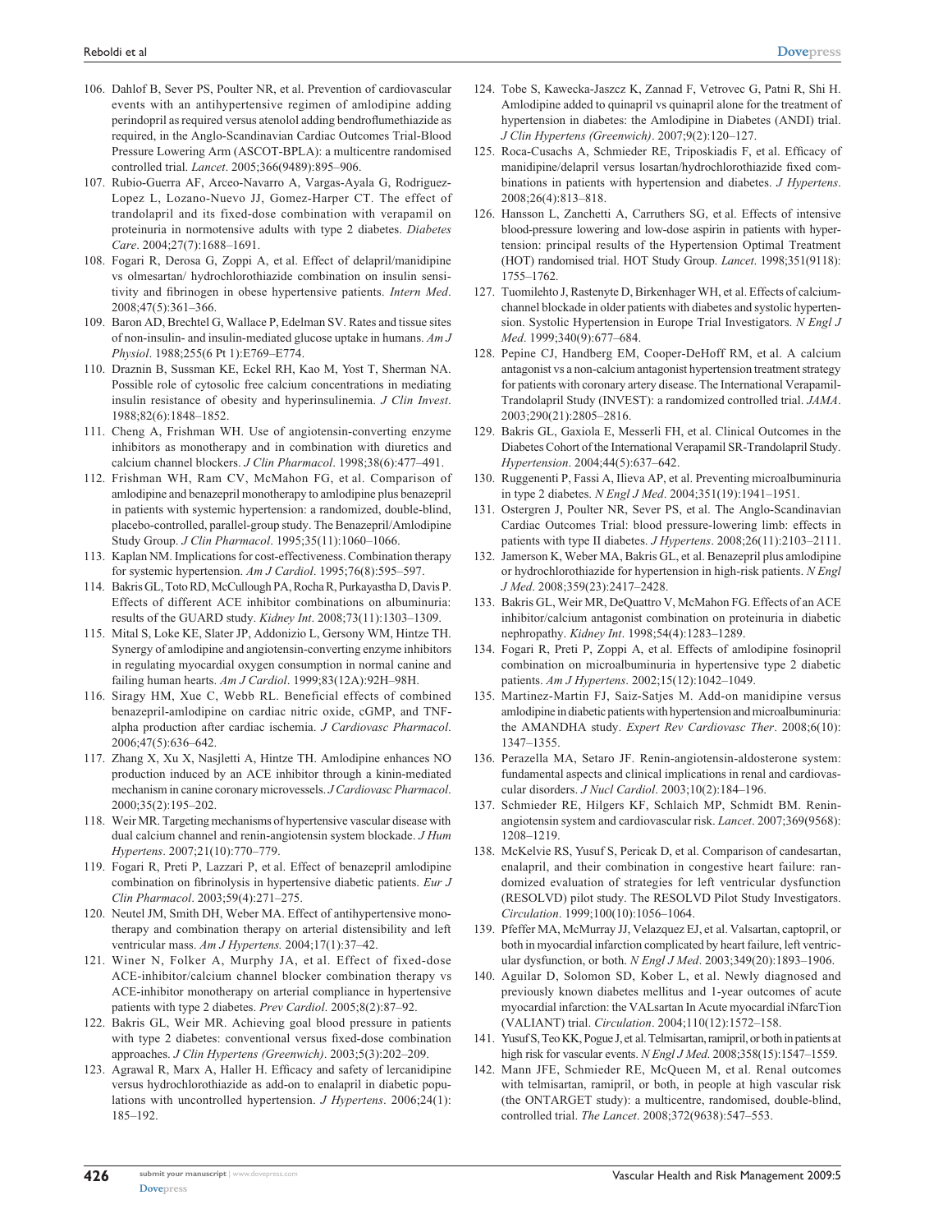106. Dahlof B, Sever PS, Poulter NR, et al. Prevention of cardiovascular events with an antihypertensive regimen of amlodipine adding perindopril as required versus atenolol adding bendroflumethiazide as required, in the Anglo-Scandinavian Cardiac Outcomes Trial-Blood Pressure Lowering Arm (ASCOT-BPLA): a multicentre randomised controlled trial. *Lancet*. 2005;366(9489):895–906.
107. Rubio-Guerra AF, Arceo-Navarro A, Vargas-Ayala G, Rodriguez-Lopez L, Lozano-Nuevo JJ, Gomez-Harper CT. The effect of trandolapril and its fixed-dose combination with verapamil on proteinuria in normotensive adults with type 2 diabetes. *Diabetes Care*. 2004;27(7):1688–1691.
108. Fogari R, Derosa G, Zoppi A, et al. Effect of delapril/manidipine vs olmesartan/ hydrochlorothiazide combination on insulin sensitivity and fibrinogen in obese hypertensive patients. *Intern Med*. 2008;47(5):361–366.
109. Baron AD, Brechtel G, Wallace P, Edelman SV. Rates and tissue sites of non-insulin- and insulin-mediated glucose uptake in humans. *Am J Physiol*. 1988;255(6 Pt 1):E769–E774.
110. Draznin B, Sussman KE, Eckel RH, Kao M, Yost T, Sherman NA. Possible role of cytosolic free calcium concentrations in mediating insulin resistance of obesity and hyperinsulinemia. *J Clin Invest*. 1988;82(6):1848–1852.
111. Cheng A, Frishman WH. Use of angiotensin-converting enzyme inhibitors as monotherapy and in combination with diuretics and calcium channel blockers. *J Clin Pharmacol*. 1998;38(6):477–491.
112. Frishman WH, Ram CV, McMahon FG, et al. Comparison of amlodipine and benazepril monotherapy to amlodipine plus benazepril in patients with systemic hypertension: a randomized, double-blind, placebo-controlled, parallel-group study. The Benazepril/Amlodipine Study Group. *J Clin Pharmacol*. 1995;35(11):1060–1066.
113. Kaplan NM. Implications for cost-effectiveness. Combination therapy for systemic hypertension. *Am J Cardiol*. 1995;76(8):595–597.
114. Bakris GL, Toto RD, McCullough PA, Rocha R, Purkayastha D, Davis P. Effects of different ACE inhibitor combinations on albuminuria: results of the GUARD study. *Kidney Int*. 2008;73(11):1303–1309.
115. Mital S, Loke KE, Slater JP, Addonizio L, Gersony WM, Hintze TH. Synergy of amlodipine and angiotensin-converting enzyme inhibitors in regulating myocardial oxygen consumption in normal canine and failing human hearts. *Am J Cardiol*. 1999;83(12A):92H–98H.
116. Siragy HM, Xue C, Webb RL. Beneficial effects of combined benazepril-amlodipine on cardiac nitric oxide, cGMP, and TNF-alpha production after cardiac ischemia. *J Cardiovasc Pharmacol*. 2006;47(5):636–642.
117. Zhang X, Xu X, Nasjletti A, Hintze TH. Amlodipine enhances NO production induced by an ACE inhibitor through a kinin-mediated mechanism in canine coronary microvessels. *J Cardiovasc Pharmacol*. 2000;35(2):195–202.
118. Weir MR. Targeting mechanisms of hypertensive vascular disease with dual calcium channel and renin-angiotensin system blockade. *J Hum Hypertens*. 2007;21(10):770–779.
119. Fogari R, Preti P, Lazzari P, et al. Effect of benazepril amlodipine combination on fibrinolysis in hypertensive diabetic patients. *Eur J Clin Pharmacol*. 2003;59(4):271–275.
120. Neutel JM, Smith DH, Weber MA. Effect of antihypertensive monotherapy and combination therapy on arterial distensibility and left ventricular mass. *Am J Hypertens.* 2004;17(1):37–42.
121. Winer N, Folker A, Murphy JA, et al. Effect of fixed-dose ACE-inhibitor/calcium channel blocker combination therapy vs ACE-inhibitor monotherapy on arterial compliance in hypertensive patients with type 2 diabetes. *Prev Cardiol*. 2005;8(2):87–92.
122. Bakris GL, Weir MR. Achieving goal blood pressure in patients with type 2 diabetes: conventional versus fixed-dose combination approaches. *J Clin Hypertens (Greenwich)*. 2003;5(3):202–209.
123. Agrawal R, Marx A, Haller H. Efficacy and safety of lercanidipine versus hydrochlorothiazide as add-on to enalapril in diabetic populations with uncontrolled hypertension. *J Hypertens*. 2006;24(1):185–192.
124. Tobe S, Kawecka-Jaszcz K, Zannad F, Vetrovec G, Patni R, Shi H. Amlodipine added to quinapril vs quinapril alone for the treatment of hypertension in diabetes: the Amlodipine in Diabetes (ANDI) trial. *J Clin Hypertens (Greenwich)*. 2007;9(2):120–127.
125. Roca-Cusachs A, Schmieder RE, Triposkiadis F, et al. Efficacy of manidipine/delapril versus losartan/hydrochlorothiazide fixed combinations in patients with hypertension and diabetes. *J Hypertens*. 2008;26(4):813–818.
126. Hansson L, Zanchetti A, Carruthers SG, et al. Effects of intensive blood-pressure lowering and low-dose aspirin in patients with hypertension: principal results of the Hypertension Optimal Treatment (HOT) randomised trial. HOT Study Group. *Lancet*. 1998;351(9118):1755–1762.
127. Tuomilehto J, Rastenyte D, Birkenhager WH, et al. Effects of calcium-channel blockade in older patients with diabetes and systolic hypertension. Systolic Hypertension in Europe Trial Investigators. *N Engl J Med*. 1999;340(9):677–684.
128. Pepine CJ, Handberg EM, Cooper-DeHoff RM, et al. A calcium antagonist vs a non-calcium antagonist hypertension treatment strategy for patients with coronary artery disease. The International Verapamil-Trandolapril Study (INVEST): a randomized controlled trial. *JAMA*. 2003;290(21):2805–2816.
129. Bakris GL, Gaxiola E, Messerli FH, et al. Clinical Outcomes in the Diabetes Cohort of the International Verapamil SR-Trandolapril Study. *Hypertension*. 2004;44(5):637–642.
130. Ruggenenti P, Fassi A, Ilieva AP, et al. Preventing microalbuminuria in type 2 diabetes. *N Engl J Med*. 2004;351(19):1941–1951.
131. Ostergren J, Poulter NR, Sever PS, et al. The Anglo-Scandinavian Cardiac Outcomes Trial: blood pressure-lowering limb: effects in patients with type II diabetes. *J Hypertens*. 2008;26(11):2103–2111.
132. Jamerson K, Weber MA, Bakris GL, et al. Benazepril plus amlodipine or hydrochlorothiazide for hypertension in high-risk patients. *N Engl J Med*. 2008;359(23):2417–2428.
133. Bakris GL, Weir MR, DeQuattro V, McMahon FG. Effects of an ACE inhibitor/calcium antagonist combination on proteinuria in diabetic nephropathy. *Kidney Int*. 1998;54(4):1283–1289.
134. Fogari R, Preti P, Zoppi A, et al. Effects of amlodipine fosinopril combination on microalbuminuria in hypertensive type 2 diabetic patients. *Am J Hypertens*. 2002;15(12):1042–1049.
135. Martinez-Martin FJ, Saiz-Satjes M. Add-on manidipine versus amlodipine in diabetic patients with hypertension and microalbuminuria: the AMANDHA study. *Expert Rev Cardiovasc Ther*. 2008;6(10):1347–1355.
136. Perazella MA, Setaro JF. Renin-angiotensin-aldosterone system: fundamental aspects and clinical implications in renal and cardiovascular disorders. *J Nucl Cardiol*. 2003;10(2):184–196.
137. Schmieder RE, Hilgers KF, Schlaich MP, Schmidt BM. Renin-angiotensin system and cardiovascular risk. *Lancet*. 2007;369(9568):1208–1219.
138. McKelvie RS, Yusuf S, Pericak D, et al. Comparison of candesartan, enalapril, and their combination in congestive heart failure: randomized evaluation of strategies for left ventricular dysfunction (RESOLVD) pilot study. The RESOLVD Pilot Study Investigators. *Circulation*. 1999;100(10):1056–1064.
139. Pfeffer MA, McMurray JJ, Velazquez EJ, et al. Valsartan, captopril, or both in myocardial infarction complicated by heart failure, left ventricular dysfunction, or both. *N Engl J Med*. 2003;349(20):1893–1906.
140. Aguilar D, Solomon SD, Kober L, et al. Newly diagnosed and previously known diabetes mellitus and 1-year outcomes of acute myocardial infarction: the VALsartan In Acute myocardial iNfarcTion (VALIANT) trial. *Circulation*. 2004;110(12):1572–158.
141. Yusuf S, Teo KK, Pogue J, et al. Telmisartan, ramipril, or both in patients at high risk for vascular events. *N Engl J Med*. 2008;358(15):1547–1559.
142. Mann JFE, Schmieder RE, McQueen M, et al. Renal outcomes with telmisartan, ramipril, or both, in people at high vascular risk (the ONTARGET study): a multicentre, randomised, double-blind, controlled trial. *The Lancet*. 2008;372(9638):547–553.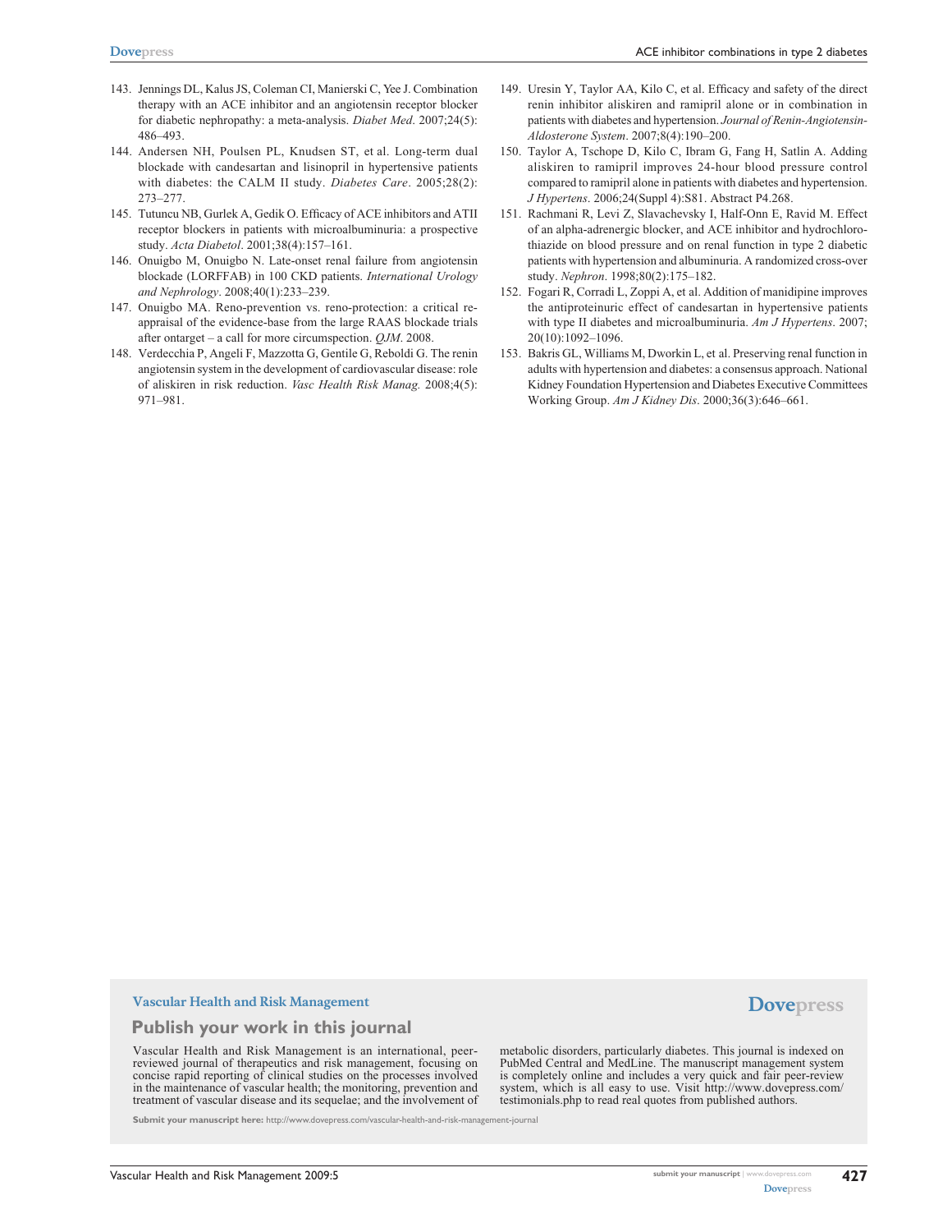143. Jennings DL, Kalus JS, Coleman CI, Manierski C, Yee J. Combination therapy with an ACE inhibitor and an angiotensin receptor blocker for diabetic nephropathy: a meta-analysis. *Diabet Med*. 2007;24(5):486–493.
144. Andersen NH, Poulsen PL, Knudsen ST, et al. Long-term dual blockade with candesartan and lisinopril in hypertensive patients with diabetes: the CALM II study. *Diabetes Care*. 2005;28(2):273–277.
145. Tutuncu NB, Gurlek A, Gedik O. Efficacy of ACE inhibitors and ATII receptor blockers in patients with microalbuminuria: a prospective study. *Acta Diabetol*. 2001;38(4):157–161.
146. Onuigbo M, Onuigbo N. Late-onset renal failure from angiotensin blockade (LORFFAB) in 100 CKD patients. *International Urology and Nephrology*. 2008;40(1):233–239.
147. Onuigbo MA. Reno-prevention vs. reno-protection: a critical re-appraisal of the evidence-base from the large RAAS blockade trials after ontarget – a call for more circumspection. *QJM*. 2008.
148. Verdecchia P, Angeli F, Mazzotta G, Gentile G, Reboldi G. The renin angiotensin system in the development of cardiovascular disease: role of aliskiren in risk reduction. *Vasc Health Risk Manag.* 2008;4(5):971–981.
149. Uresin Y, Taylor AA, Kilo C, et al. Efficacy and safety of the direct renin inhibitor aliskiren and ramipril alone or in combination in patients with diabetes and hypertension. *Journal of Renin-Angiotensin-Aldosterone System*. 2007;8(4):190–200.
150. Taylor A, Tschope D, Kilo C, Ibram G, Fang H, Satlin A. Adding aliskiren to ramipril improves 24-hour blood pressure control compared to ramipril alone in patients with diabetes and hypertension. *J Hypertens*. 2006;24(Suppl 4):S81. Abstract P4.268.
151. Rachmani R, Levi Z, Slavachevsky I, Half-Onn E, Ravid M. Effect of an alpha-adrenergic blocker, and ACE inhibitor and hydrochlorothiazide on blood pressure and on renal function in type 2 diabetic patients with hypertension and albuminuria. A randomized cross-over study. *Nephron*. 1998;80(2):175–182.
152. Fogari R, Corradi L, Zoppi A, et al. Addition of manidipine improves the antiproteinuric effect of candesartan in hypertensive patients with type II diabetes and microalbuminuria. *Am J Hypertens*. 2007;20(10):1092–1096.
153. Bakris GL, Williams M, Dworkin L, et al. Preserving renal function in adults with hypertension and diabetes: a consensus approach. National Kidney Foundation Hypertension and Diabetes Executive Committees Working Group. *Am J Kidney Dis*. 2000;36(3):646–661.

**Vascular Health and Risk Management**

**Dovepress**

## Publish your work in this journal

Vascular Health and Risk Management is an international, peer-reviewed journal of therapeutics and risk management, focusing on concise rapid reporting of clinical studies on the processes involved in the maintenance of vascular health; the monitoring, prevention and treatment of vascular disease and its sequelae; and the involvement of metabolic disorders, particularly diabetes. This journal is indexed on PubMed Central and MedLine. The manuscript management system is completely online and includes a very quick and fair peer-review system, which is all easy to use. Visit http://www.dovepress.com/testimonials.php to read real quotes from published authors.

**Submit your manuscript here:** http://www.dovepress.com/vascular-health-and-risk-management-journal